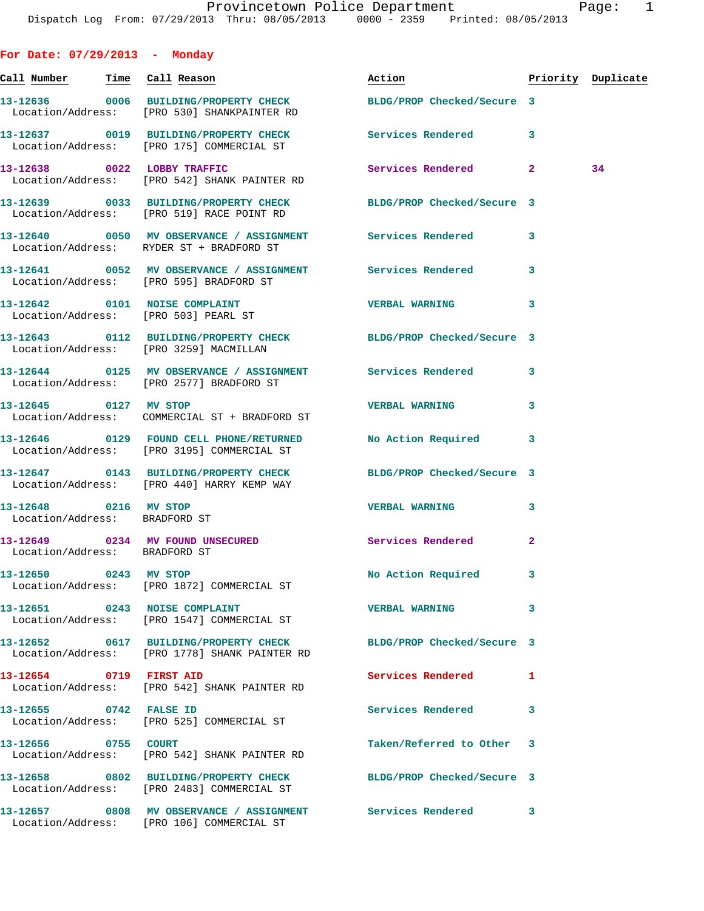Provincetown Police Department
Dispatch Log From: 07/29/2013 Thru: 08/05/2013 0000 - 2359 Printed: 08/05/2013

## For Date: 07/29/2013 - Monday

| Call Number | Time | Call Reason | Action | Priority | Duplicate |
|---|---|---|---|---|---|
| 13-12636 | 0006 | BUILDING/PROPERTY CHECK | BLDG/PROP Checked/Secure | 3 | |
| Location/Address: | | [PRO 530] SHANKPAINTER RD | | | |
| 13-12637 | 0019 | BUILDING/PROPERTY CHECK | Services Rendered | 3 | |
| Location/Address: | | [PRO 175] COMMERCIAL ST | | | |
| 13-12638 | 0022 | LOBBY TRAFFIC | Services Rendered | 2 | 34 |
| Location/Address: | | [PRO 542] SHANK PAINTER RD | | | |
| 13-12639 | 0033 | BUILDING/PROPERTY CHECK | BLDG/PROP Checked/Secure | 3 | |
| Location/Address: | | [PRO 519] RACE POINT RD | | | |
| 13-12640 | 0050 | MV OBSERVANCE / ASSIGNMENT | Services Rendered | 3 | |
| Location/Address: | | RYDER ST + BRADFORD ST | | | |
| 13-12641 | 0052 | MV OBSERVANCE / ASSIGNMENT | Services Rendered | 3 | |
| Location/Address: | | [PRO 595] BRADFORD ST | | | |
| 13-12642 | 0101 | NOISE COMPLAINT | VERBAL WARNING | 3 | |
| Location/Address: | | [PRO 503] PEARL ST | | | |
| 13-12643 | 0112 | BUILDING/PROPERTY CHECK | BLDG/PROP Checked/Secure | 3 | |
| Location/Address: | | [PRO 3259] MACMILLAN | | | |
| 13-12644 | 0125 | MV OBSERVANCE / ASSIGNMENT | Services Rendered | 3 | |
| Location/Address: | | [PRO 2577] BRADFORD ST | | | |
| 13-12645 | 0127 | MV STOP | VERBAL WARNING | 3 | |
| Location/Address: | | COMMERCIAL ST + BRADFORD ST | | | |
| 13-12646 | 0129 | FOUND CELL PHONE/RETURNED | No Action Required | 3 | |
| Location/Address: | | [PRO 3195] COMMERCIAL ST | | | |
| 13-12647 | 0143 | BUILDING/PROPERTY CHECK | BLDG/PROP Checked/Secure | 3 | |
| Location/Address: | | [PRO 440] HARRY KEMP WAY | | | |
| 13-12648 | 0216 | MV STOP | VERBAL WARNING | 3 | |
| Location/Address: | | BRADFORD ST | | | |
| 13-12649 | 0234 | MV FOUND UNSECURED | Services Rendered | 2 | |
| Location/Address: | | BRADFORD ST | | | |
| 13-12650 | 0243 | MV STOP | No Action Required | 3 | |
| Location/Address: | | [PRO 1872] COMMERCIAL ST | | | |
| 13-12651 | 0243 | NOISE COMPLAINT | VERBAL WARNING | 3 | |
| Location/Address: | | [PRO 1547] COMMERCIAL ST | | | |
| 13-12652 | 0617 | BUILDING/PROPERTY CHECK | BLDG/PROP Checked/Secure | 3 | |
| Location/Address: | | [PRO 1778] SHANK PAINTER RD | | | |
| 13-12654 | 0719 | FIRST AID | Services Rendered | 1 | |
| Location/Address: | | [PRO 542] SHANK PAINTER RD | | | |
| 13-12655 | 0742 | FALSE ID | Services Rendered | 3 | |
| Location/Address: | | [PRO 525] COMMERCIAL ST | | | |
| 13-12656 | 0755 | COURT | Taken/Referred to Other | 3 | |
| Location/Address: | | [PRO 542] SHANK PAINTER RD | | | |
| 13-12658 | 0802 | BUILDING/PROPERTY CHECK | BLDG/PROP Checked/Secure | 3 | |
| Location/Address: | | [PRO 2483] COMMERCIAL ST | | | |
| 13-12657 | 0808 | MV OBSERVANCE / ASSIGNMENT | Services Rendered | 3 | |
| Location/Address: | | [PRO 106] COMMERCIAL ST | | | |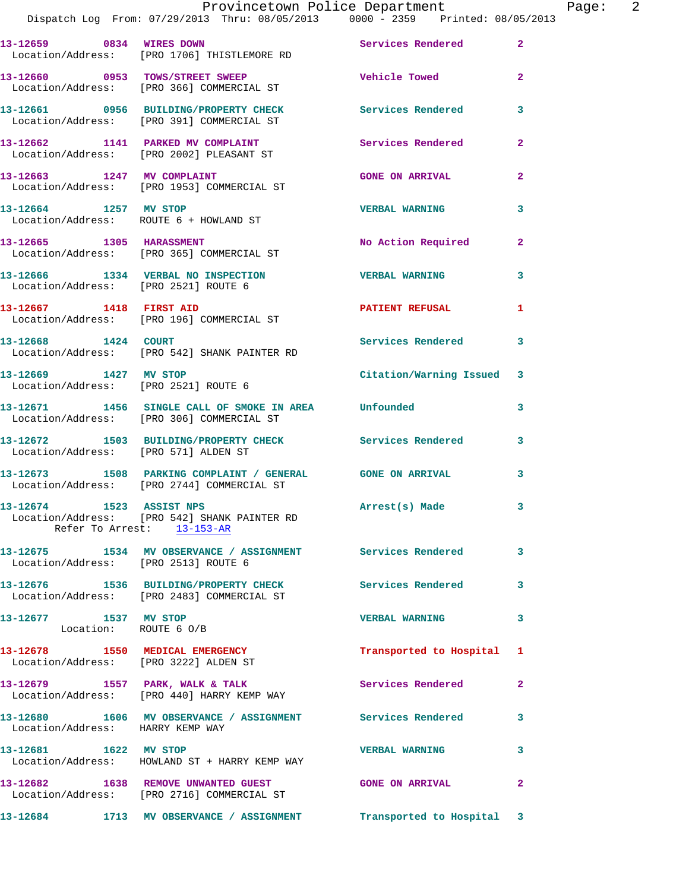13-12659 0834 WIRES DOWN Services Rendered 2
Location/Address: [PRO 1706] THISTLEMORE RD

13-12660 0953 TOWS/STREET SWEEP Vehicle Towed 2
Location/Address: [PRO 366] COMMERCIAL ST

13-12661 0956 BUILDING/PROPERTY CHECK Services Rendered 3
Location/Address: [PRO 391] COMMERCIAL ST

13-12662 1141 PARKED MV COMPLAINT Services Rendered 2
Location/Address: [PRO 2002] PLEASANT ST

13-12663 1247 MV COMPLAINT GONE ON ARRIVAL 2
Location/Address: [PRO 1953] COMMERCIAL ST

13-12664 1257 MV STOP VERBAL WARNING 3
Location/Address: ROUTE 6 + HOWLAND ST

13-12665 1305 HARASSMENT No Action Required 2
Location/Address: [PRO 365] COMMERCIAL ST

13-12666 1334 VERBAL NO INSPECTION VERBAL WARNING 3
Location/Address: [PRO 2521] ROUTE 6

13-12667 1418 FIRST AID PATIENT REFUSAL 1
Location/Address: [PRO 196] COMMERCIAL ST

13-12668 1424 COURT Services Rendered 3
Location/Address: [PRO 542] SHANK PAINTER RD

13-12669 1427 MV STOP Citation/Warning Issued 3
Location/Address: [PRO 2521] ROUTE 6

13-12671 1456 SINGLE CALL OF SMOKE IN AREA Unfounded 3
Location/Address: [PRO 306] COMMERCIAL ST

13-12672 1503 BUILDING/PROPERTY CHECK Services Rendered 3
Location/Address: [PRO 571] ALDEN ST

13-12673 1508 PARKING COMPLAINT / GENERAL GONE ON ARRIVAL 3
Location/Address: [PRO 2744] COMMERCIAL ST

13-12674 1523 ASSIST NPS Arrest(s) Made 3
Location/Address: [PRO 542] SHANK PAINTER RD
Refer To Arrest: 13-153-AR

13-12675 1534 MV OBSERVANCE / ASSIGNMENT Services Rendered 3
Location/Address: [PRO 2513] ROUTE 6

13-12676 1536 BUILDING/PROPERTY CHECK Services Rendered 3
Location/Address: [PRO 2483] COMMERCIAL ST

13-12677 1537 MV STOP VERBAL WARNING 3
Location: ROUTE 6 O/B

13-12678 1550 MEDICAL EMERGENCY Transported to Hospital 1
Location/Address: [PRO 3222] ALDEN ST

13-12679 1557 PARK, WALK & TALK Services Rendered 2
Location/Address: [PRO 440] HARRY KEMP WAY

13-12680 1606 MV OBSERVANCE / ASSIGNMENT Services Rendered 3
Location/Address: HARRY KEMP WAY

13-12681 1622 MV STOP VERBAL WARNING 3
Location/Address: HOWLAND ST + HARRY KEMP WAY

13-12682 1638 REMOVE UNWANTED GUEST GONE ON ARRIVAL 2
Location/Address: [PRO 2716] COMMERCIAL ST

13-12684 1713 MV OBSERVANCE / ASSIGNMENT Transported to Hospital 3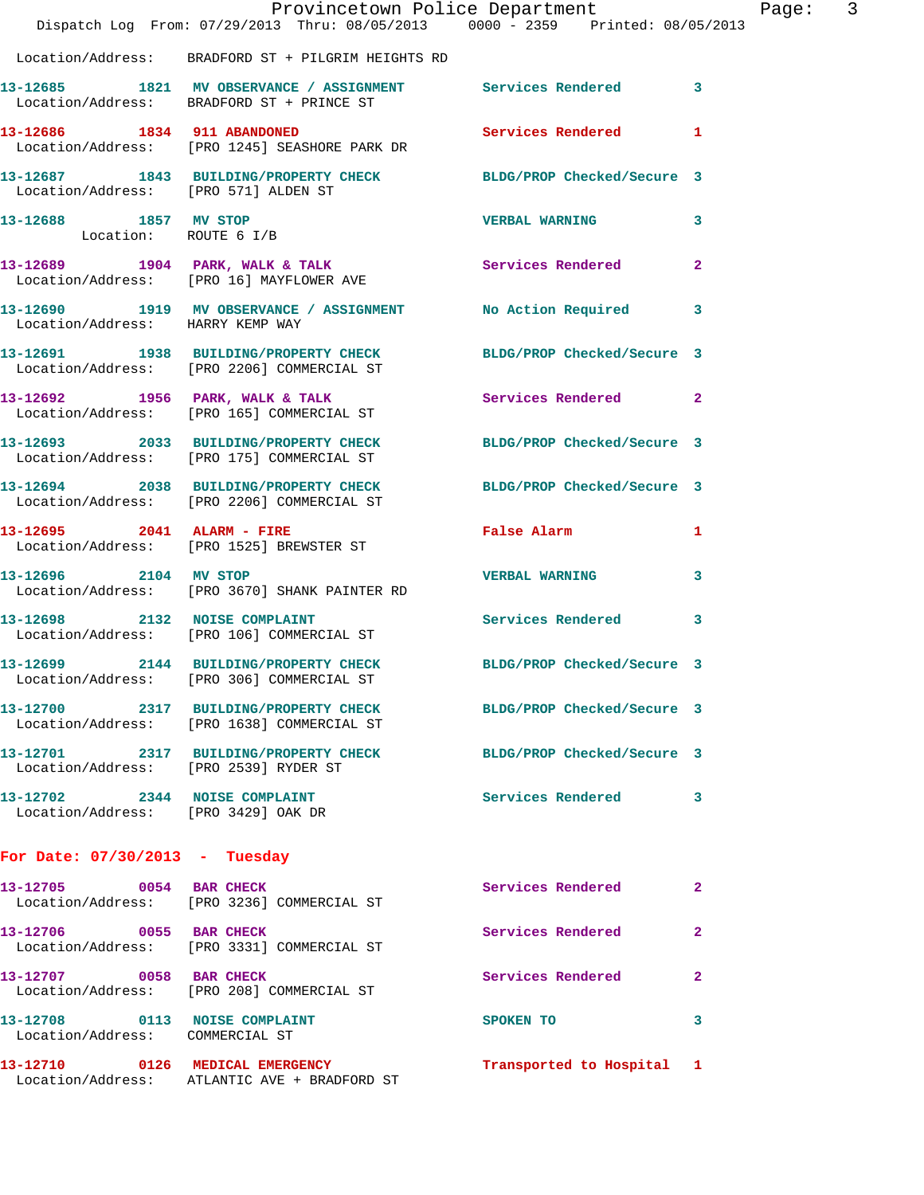Location/Address: BRADFORD ST + PILGRIM HEIGHTS RD

**13-12685 1821 MV OBSERVANCE / ASSIGNMENT** Services Rendered 3
Location/Address: BRADFORD ST + PRINCE ST

**13-12686 1834 911 ABANDONED** Services Rendered 1
Location/Address: [PRO 1245] SEASHORE PARK DR

**13-12687 1843 BUILDING/PROPERTY CHECK** BLDG/PROP Checked/Secure 3
Location/Address: [PRO 571] ALDEN ST

**13-12688 1857 MV STOP** VERBAL WARNING 3
Location: ROUTE 6 I/B

**13-12689 1904 PARK, WALK & TALK** Services Rendered 2
Location/Address: [PRO 16] MAYFLOWER AVE

**13-12690 1919 MV OBSERVANCE / ASSIGNMENT** No Action Required 3
Location/Address: HARRY KEMP WAY

**13-12691 1938 BUILDING/PROPERTY CHECK** BLDG/PROP Checked/Secure 3
Location/Address: [PRO 2206] COMMERCIAL ST

**13-12692 1956 PARK, WALK & TALK** Services Rendered 2
Location/Address: [PRO 165] COMMERCIAL ST

**13-12693 2033 BUILDING/PROPERTY CHECK** BLDG/PROP Checked/Secure 3
Location/Address: [PRO 175] COMMERCIAL ST

**13-12694 2038 BUILDING/PROPERTY CHECK** BLDG/PROP Checked/Secure 3
Location/Address: [PRO 2206] COMMERCIAL ST

**13-12695 2041 ALARM - FIRE** False Alarm 1
Location/Address: [PRO 1525] BREWSTER ST

**13-12696 2104 MV STOP** VERBAL WARNING 3
Location/Address: [PRO 3670] SHANK PAINTER RD

**13-12698 2132 NOISE COMPLAINT** Services Rendered 3
Location/Address: [PRO 106] COMMERCIAL ST

**13-12699 2144 BUILDING/PROPERTY CHECK** BLDG/PROP Checked/Secure 3
Location/Address: [PRO 306] COMMERCIAL ST

**13-12700 2317 BUILDING/PROPERTY CHECK** BLDG/PROP Checked/Secure 3
Location/Address: [PRO 1638] COMMERCIAL ST

**13-12701 2317 BUILDING/PROPERTY CHECK** BLDG/PROP Checked/Secure 3
Location/Address: [PRO 2539] RYDER ST

**13-12702 2344 NOISE COMPLAINT** Services Rendered 3
Location/Address: [PRO 3429] OAK DR

## For Date: 07/30/2013 - Tuesday

**13-12705 0054 BAR CHECK** Services Rendered 2
Location/Address: [PRO 3236] COMMERCIAL ST

**13-12706 0055 BAR CHECK** Services Rendered 2
Location/Address: [PRO 3331] COMMERCIAL ST

**13-12707 0058 BAR CHECK** Services Rendered 2
Location/Address: [PRO 208] COMMERCIAL ST

**13-12708 0113 NOISE COMPLAINT** SPOKEN TO 3
Location/Address: COMMERCIAL ST

**13-12710 0126 MEDICAL EMERGENCY** Transported to Hospital 1
Location/Address: ATLANTIC AVE + BRADFORD ST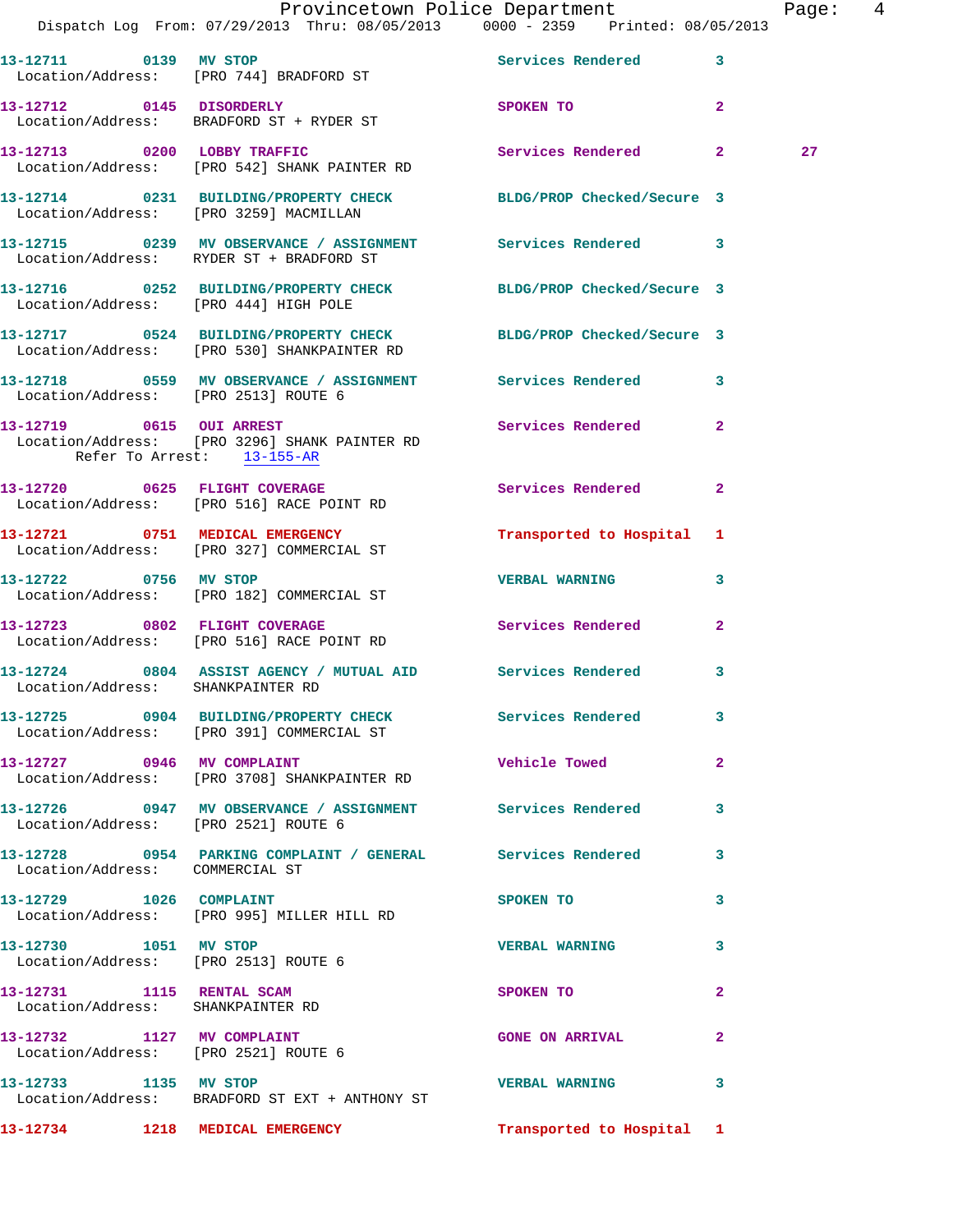13-12711 0139 MV STOP Services Rendered 3
Location/Address: [PRO 744] BRADFORD ST

13-12712 0145 DISORDERLY SPOKEN TO 2
Location/Address: BRADFORD ST + RYDER ST

13-12713 0200 LOBBY TRAFFIC Services Rendered 2 27
Location/Address: [PRO 542] SHANK PAINTER RD

13-12714 0231 BUILDING/PROPERTY CHECK BLDG/PROP Checked/Secure 3
Location/Address: [PRO 3259] MACMILLAN

13-12715 0239 MV OBSERVANCE / ASSIGNMENT Services Rendered 3
Location/Address: RYDER ST + BRADFORD ST

13-12716 0252 BUILDING/PROPERTY CHECK BLDG/PROP Checked/Secure 3
Location/Address: [PRO 444] HIGH POLE

13-12717 0524 BUILDING/PROPERTY CHECK BLDG/PROP Checked/Secure 3
Location/Address: [PRO 530] SHANKPAINTER RD

13-12718 0559 MV OBSERVANCE / ASSIGNMENT Services Rendered 3
Location/Address: [PRO 2513] ROUTE 6

13-12719 0615 OUI ARREST Services Rendered 2
Location/Address: [PRO 3296] SHANK PAINTER RD
Refer To Arrest: 13-155-AR

13-12720 0625 FLIGHT COVERAGE Services Rendered 2
Location/Address: [PRO 516] RACE POINT RD

13-12721 0751 MEDICAL EMERGENCY Transported to Hospital 1
Location/Address: [PRO 327] COMMERCIAL ST

13-12722 0756 MV STOP VERBAL WARNING 3
Location/Address: [PRO 182] COMMERCIAL ST

13-12723 0802 FLIGHT COVERAGE Services Rendered 2
Location/Address: [PRO 516] RACE POINT RD

13-12724 0804 ASSIST AGENCY / MUTUAL AID Services Rendered 3
Location/Address: SHANKPAINTER RD

13-12725 0904 BUILDING/PROPERTY CHECK Services Rendered 3
Location/Address: [PRO 391] COMMERCIAL ST

13-12727 0946 MV COMPLAINT Vehicle Towed 2
Location/Address: [PRO 3708] SHANKPAINTER RD

13-12726 0947 MV OBSERVANCE / ASSIGNMENT Services Rendered 3
Location/Address: [PRO 2521] ROUTE 6

13-12728 0954 PARKING COMPLAINT / GENERAL Services Rendered 3
Location/Address: COMMERCIAL ST

13-12729 1026 COMPLAINT SPOKEN TO 3
Location/Address: [PRO 995] MILLER HILL RD

13-12730 1051 MV STOP VERBAL WARNING 3
Location/Address: [PRO 2513] ROUTE 6

13-12731 1115 RENTAL SCAM SPOKEN TO 2
Location/Address: SHANKPAINTER RD

13-12732 1127 MV COMPLAINT GONE ON ARRIVAL 2
Location/Address: [PRO 2521] ROUTE 6

13-12733 1135 MV STOP VERBAL WARNING 3
Location/Address: BRADFORD ST EXT + ANTHONY ST

13-12734 1218 MEDICAL EMERGENCY Transported to Hospital 1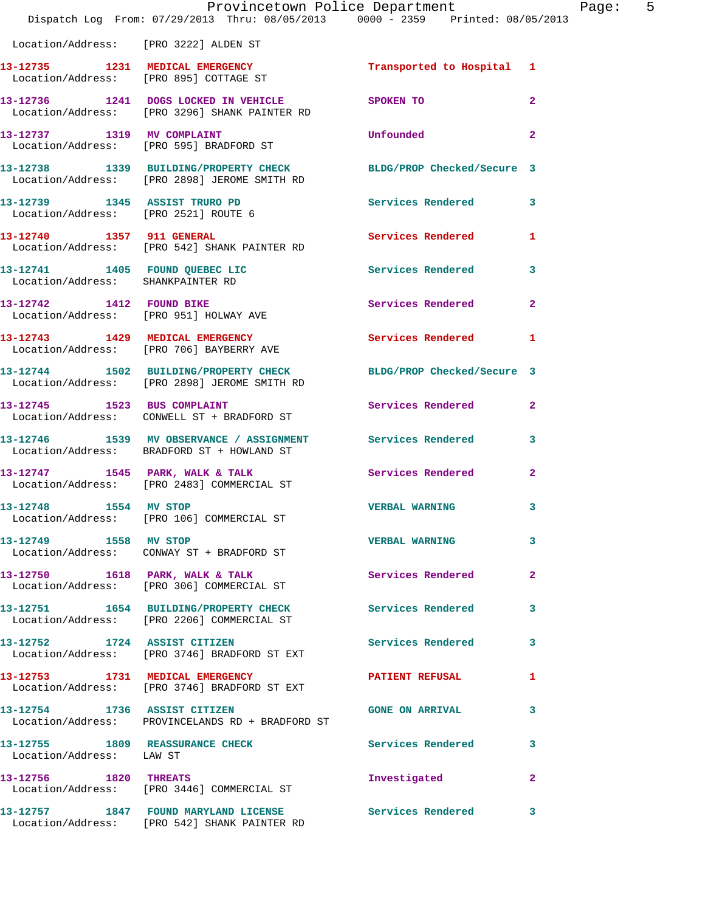Location/Address: [PRO 3222] ALDEN ST

| Call Number | Time | Call Reason | Action | Priority |
|---|---|---|---|---|
| 13-12735 | 1231 | MEDICAL EMERGENCY | Transported to Hospital | 1 |
| | | Location/Address: [PRO 895] COTTAGE ST | | |
| 13-12736 | 1241 | DOGS LOCKED IN VEHICLE | SPOKEN TO | 2 |
| | | Location/Address: [PRO 3296] SHANK PAINTER RD | | |
| 13-12737 | 1319 | MV COMPLAINT | Unfounded | 2 |
| | | Location/Address: [PRO 595] BRADFORD ST | | |
| 13-12738 | 1339 | BUILDING/PROPERTY CHECK | BLDG/PROP Checked/Secure | 3 |
| | | Location/Address: [PRO 2898] JEROME SMITH RD | | |
| 13-12739 | 1345 | ASSIST TRURO PD | Services Rendered | 3 |
| | | Location/Address: [PRO 2521] ROUTE 6 | | |
| 13-12740 | 1357 | 911 GENERAL | Services Rendered | 1 |
| | | Location/Address: [PRO 542] SHANK PAINTER RD | | |
| 13-12741 | 1405 | FOUND QUEBEC LIC | Services Rendered | 3 |
| | | Location/Address: SHANKPAINTER RD | | |
| 13-12742 | 1412 | FOUND BIKE | Services Rendered | 2 |
| | | Location/Address: [PRO 951] HOLWAY AVE | | |
| 13-12743 | 1429 | MEDICAL EMERGENCY | Services Rendered | 1 |
| | | Location/Address: [PRO 706] BAYBERRY AVE | | |
| 13-12744 | 1502 | BUILDING/PROPERTY CHECK | BLDG/PROP Checked/Secure | 3 |
| | | Location/Address: [PRO 2898] JEROME SMITH RD | | |
| 13-12745 | 1523 | BUS COMPLAINT | Services Rendered | 2 |
| | | Location/Address: CONWELL ST + BRADFORD ST | | |
| 13-12746 | 1539 | MV OBSERVANCE / ASSIGNMENT | Services Rendered | 3 |
| | | Location/Address: BRADFORD ST + HOWLAND ST | | |
| 13-12747 | 1545 | PARK, WALK & TALK | Services Rendered | 2 |
| | | Location/Address: [PRO 2483] COMMERCIAL ST | | |
| 13-12748 | 1554 | MV STOP | VERBAL WARNING | 3 |
| | | Location/Address: [PRO 106] COMMERCIAL ST | | |
| 13-12749 | 1558 | MV STOP | VERBAL WARNING | 3 |
| | | Location/Address: CONWAY ST + BRADFORD ST | | |
| 13-12750 | 1618 | PARK, WALK & TALK | Services Rendered | 2 |
| | | Location/Address: [PRO 306] COMMERCIAL ST | | |
| 13-12751 | 1654 | BUILDING/PROPERTY CHECK | Services Rendered | 3 |
| | | Location/Address: [PRO 2206] COMMERCIAL ST | | |
| 13-12752 | 1724 | ASSIST CITIZEN | Services Rendered | 3 |
| | | Location/Address: [PRO 3746] BRADFORD ST EXT | | |
| 13-12753 | 1731 | MEDICAL EMERGENCY | PATIENT REFUSAL | 1 |
| | | Location/Address: [PRO 3746] BRADFORD ST EXT | | |
| 13-12754 | 1736 | ASSIST CITIZEN | GONE ON ARRIVAL | 3 |
| | | Location/Address: PROVINCELANDS RD + BRADFORD ST | | |
| 13-12755 | 1809 | REASSURANCE CHECK | Services Rendered | 3 |
| | | Location/Address: LAW ST | | |
| 13-12756 | 1820 | THREATS | Investigated | 2 |
| | | Location/Address: [PRO 3446] COMMERCIAL ST | | |
| 13-12757 | 1847 | FOUND MARYLAND LICENSE | Services Rendered | 3 |
| | | Location/Address: [PRO 542] SHANK PAINTER RD | | |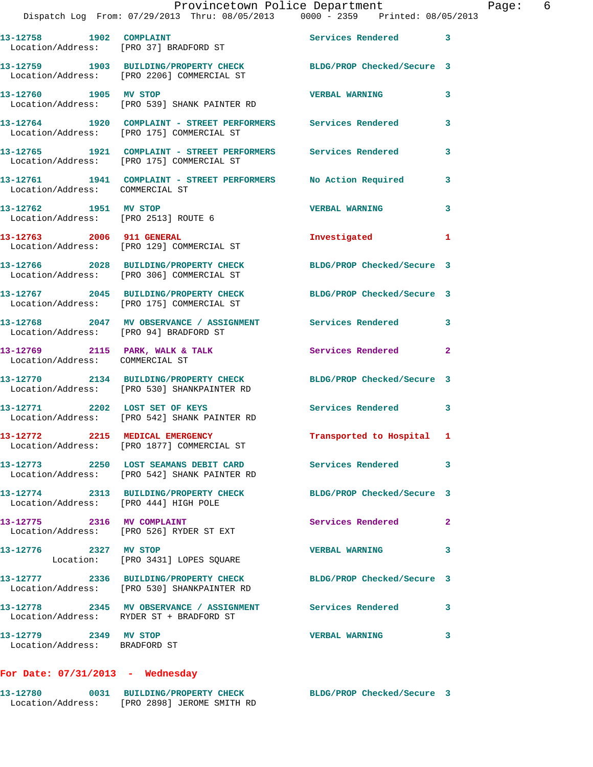13-12758 1902 COMPLAINT Services Rendered 3
Location/Address: [PRO 37] BRADFORD ST

13-12759 1903 BUILDING/PROPERTY CHECK BLDG/PROP Checked/Secure 3
Location/Address: [PRO 2206] COMMERCIAL ST

13-12760 1905 MV STOP VERBAL WARNING 3
Location/Address: [PRO 539] SHANK PAINTER RD

13-12764 1920 COMPLAINT - STREET PERFORMERS Services Rendered 3
Location/Address: [PRO 175] COMMERCIAL ST

13-12765 1921 COMPLAINT - STREET PERFORMERS Services Rendered 3
Location/Address: [PRO 175] COMMERCIAL ST

13-12761 1941 COMPLAINT - STREET PERFORMERS No Action Required 3
Location/Address: COMMERCIAL ST

13-12762 1951 MV STOP VERBAL WARNING 3
Location/Address: [PRO 2513] ROUTE 6

13-12763 2006 911 GENERAL Investigated 1
Location/Address: [PRO 129] COMMERCIAL ST

13-12766 2028 BUILDING/PROPERTY CHECK BLDG/PROP Checked/Secure 3
Location/Address: [PRO 306] COMMERCIAL ST

13-12767 2045 BUILDING/PROPERTY CHECK BLDG/PROP Checked/Secure 3
Location/Address: [PRO 175] COMMERCIAL ST

13-12768 2047 MV OBSERVANCE / ASSIGNMENT Services Rendered 3
Location/Address: [PRO 94] BRADFORD ST

13-12769 2115 PARK, WALK & TALK Services Rendered 2
Location/Address: COMMERCIAL ST

13-12770 2134 BUILDING/PROPERTY CHECK BLDG/PROP Checked/Secure 3
Location/Address: [PRO 530] SHANKPAINTER RD

13-12771 2202 LOST SET OF KEYS Services Rendered 3
Location/Address: [PRO 542] SHANK PAINTER RD

13-12772 2215 MEDICAL EMERGENCY Transported to Hospital 1
Location/Address: [PRO 1877] COMMERCIAL ST

13-12773 2250 LOST SEAMANS DEBIT CARD Services Rendered 3
Location/Address: [PRO 542] SHANK PAINTER RD

13-12774 2313 BUILDING/PROPERTY CHECK BLDG/PROP Checked/Secure 3
Location/Address: [PRO 444] HIGH POLE

13-12775 2316 MV COMPLAINT Services Rendered 2
Location/Address: [PRO 526] RYDER ST EXT

13-12776 2327 MV STOP VERBAL WARNING 3
Location: [PRO 3431] LOPES SQUARE

13-12777 2336 BUILDING/PROPERTY CHECK BLDG/PROP Checked/Secure 3
Location/Address: [PRO 530] SHANKPAINTER RD

13-12778 2345 MV OBSERVANCE / ASSIGNMENT Services Rendered 3
Location/Address: RYDER ST + BRADFORD ST

13-12779 2349 MV STOP VERBAL WARNING 3
Location/Address: BRADFORD ST

**For Date: 07/31/2013 - Wednesday**

13-12780 0031 BUILDING/PROPERTY CHECK BLDG/PROP Checked/Secure 3
Location/Address: [PRO 2898] JEROME SMITH RD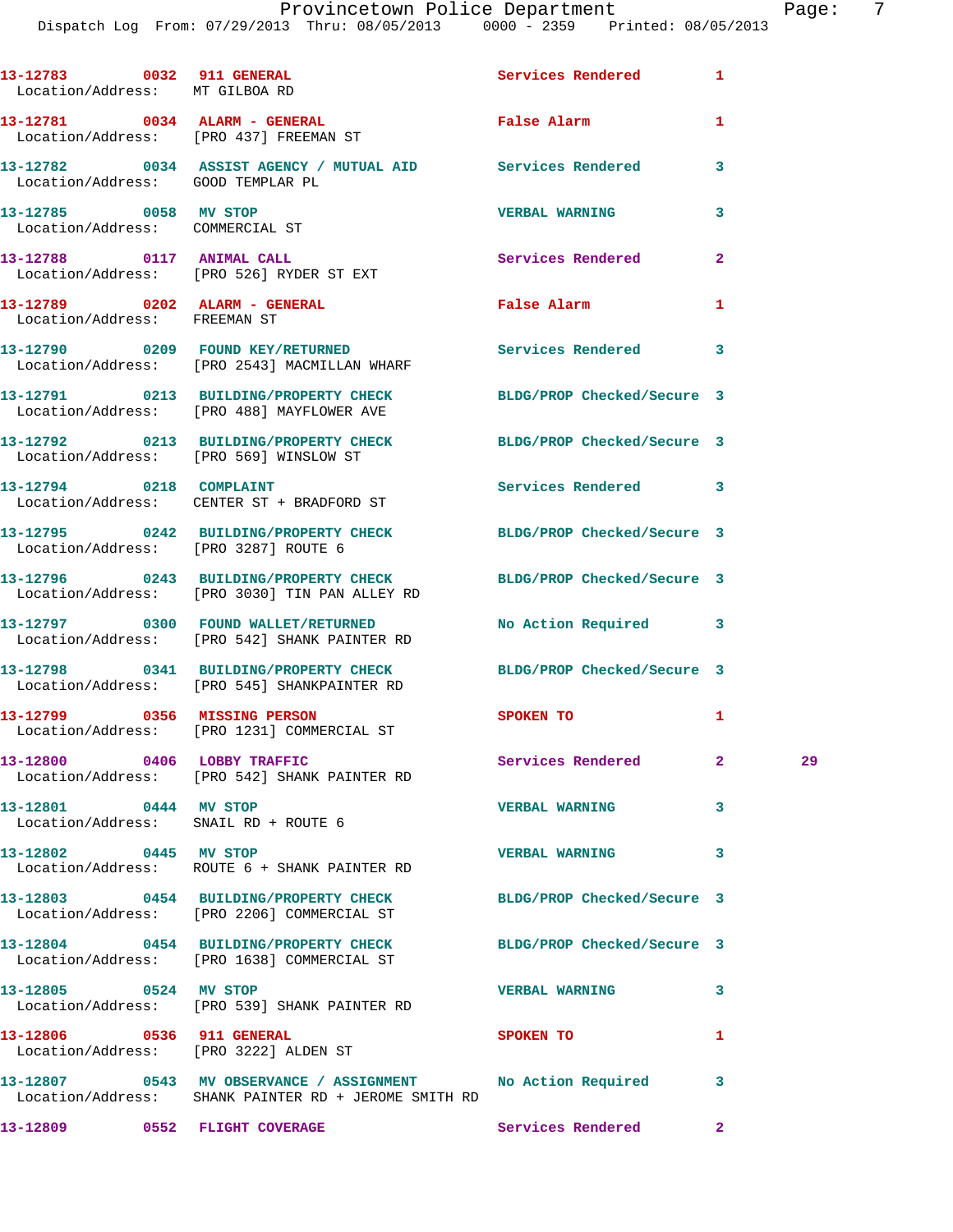13-12783 0032 911 GENERAL Services Rendered 1
Location/Address: MT GILBOA RD

13-12781 0034 ALARM - GENERAL False Alarm 1
Location/Address: [PRO 437] FREEMAN ST

13-12782 0034 ASSIST AGENCY / MUTUAL AID Services Rendered 3
Location/Address: GOOD TEMPLAR PL

13-12785 0058 MV STOP VERBAL WARNING 3
Location/Address: COMMERCIAL ST

13-12788 0117 ANIMAL CALL Services Rendered 2
Location/Address: [PRO 526] RYDER ST EXT

13-12789 0202 ALARM - GENERAL False Alarm 1
Location/Address: FREEMAN ST

13-12790 0209 FOUND KEY/RETURNED Services Rendered 3
Location/Address: [PRO 2543] MACMILLAN WHARF

13-12791 0213 BUILDING/PROPERTY CHECK BLDG/PROP Checked/Secure 3
Location/Address: [PRO 488] MAYFLOWER AVE

13-12792 0213 BUILDING/PROPERTY CHECK BLDG/PROP Checked/Secure 3
Location/Address: [PRO 569] WINSLOW ST

13-12794 0218 COMPLAINT Services Rendered 3
Location/Address: CENTER ST + BRADFORD ST

13-12795 0242 BUILDING/PROPERTY CHECK BLDG/PROP Checked/Secure 3
Location/Address: [PRO 3287] ROUTE 6

13-12796 0243 BUILDING/PROPERTY CHECK BLDG/PROP Checked/Secure 3
Location/Address: [PRO 3030] TIN PAN ALLEY RD

13-12797 0300 FOUND WALLET/RETURNED No Action Required 3
Location/Address: [PRO 542] SHANK PAINTER RD

13-12798 0341 BUILDING/PROPERTY CHECK BLDG/PROP Checked/Secure 3
Location/Address: [PRO 545] SHANKPAINTER RD

13-12799 0356 MISSING PERSON SPOKEN TO 1
Location/Address: [PRO 1231] COMMERCIAL ST

13-12800 0406 LOBBY TRAFFIC Services Rendered 2 29
Location/Address: [PRO 542] SHANK PAINTER RD

13-12801 0444 MV STOP VERBAL WARNING 3
Location/Address: SNAIL RD + ROUTE 6

13-12802 0445 MV STOP VERBAL WARNING 3
Location/Address: ROUTE 6 + SHANK PAINTER RD

13-12803 0454 BUILDING/PROPERTY CHECK BLDG/PROP Checked/Secure 3
Location/Address: [PRO 2206] COMMERCIAL ST

13-12804 0454 BUILDING/PROPERTY CHECK BLDG/PROP Checked/Secure 3
Location/Address: [PRO 1638] COMMERCIAL ST

13-12805 0524 MV STOP VERBAL WARNING 3
Location/Address: [PRO 539] SHANK PAINTER RD

13-12806 0536 911 GENERAL SPOKEN TO 1
Location/Address: [PRO 3222] ALDEN ST

13-12807 0543 MV OBSERVANCE / ASSIGNMENT No Action Required 3
Location/Address: SHANK PAINTER RD + JEROME SMITH RD

13-12809 0552 FLIGHT COVERAGE Services Rendered 2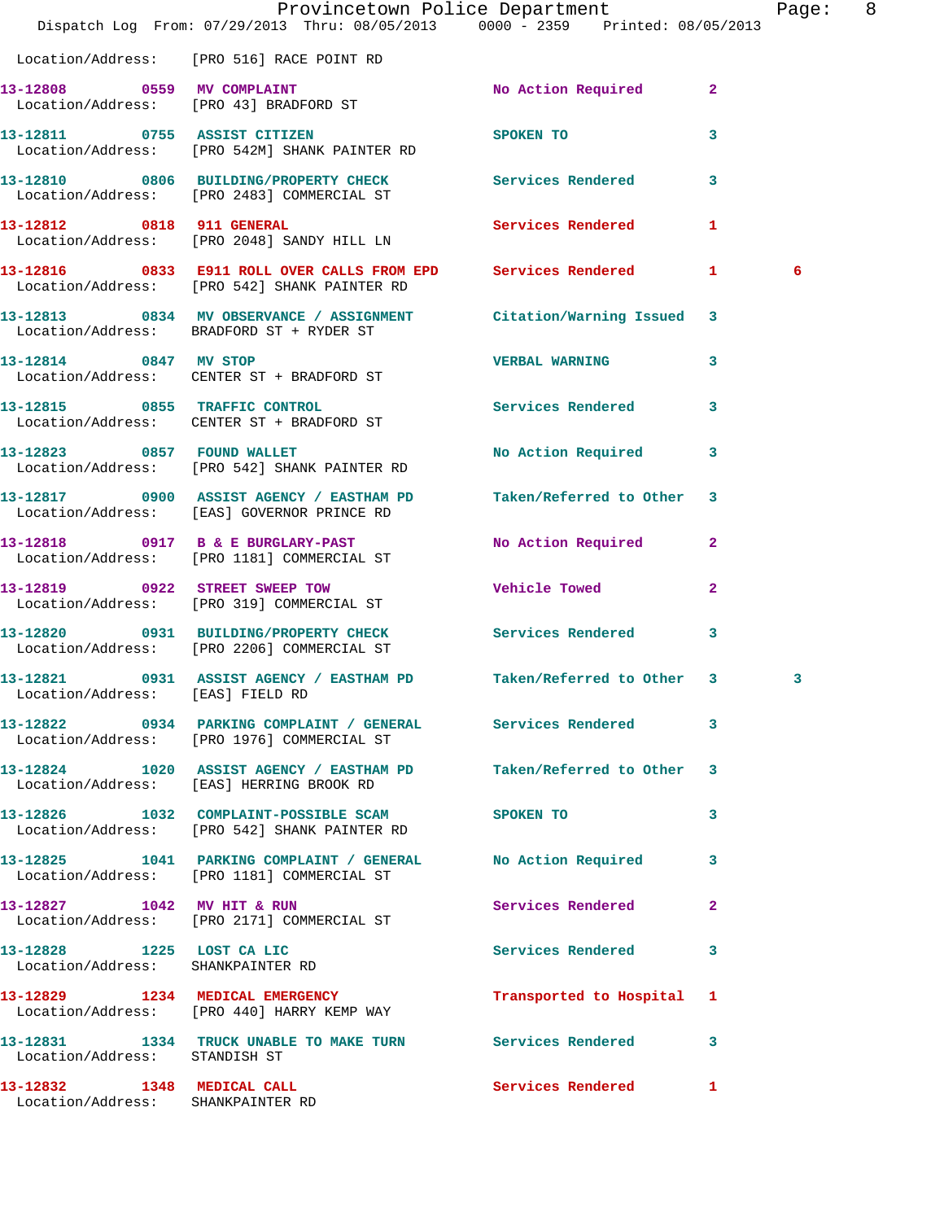Location/Address: [PRO 516] RACE POINT RD

| Call # | Time | Call Reason | Action | Priority | |
|---|---|---|---|---|---|
| 13-12808 | 0559 | MV COMPLAINT | No Action Required | 2 | |
| | | Location/Address: [PRO 43] BRADFORD ST | | | |
| 13-12811 | 0755 | ASSIST CITIZEN | SPOKEN TO | 3 | |
| | | Location/Address: [PRO 542M] SHANK PAINTER RD | | | |
| 13-12810 | 0806 | BUILDING/PROPERTY CHECK | Services Rendered | 3 | |
| | | Location/Address: [PRO 2483] COMMERCIAL ST | | | |
| 13-12812 | 0818 | 911 GENERAL | Services Rendered | 1 | |
| | | Location/Address: [PRO 2048] SANDY HILL LN | | | |
| 13-12816 | 0833 | E911 ROLL OVER CALLS FROM EPD | Services Rendered | 1 | 6 |
| | | Location/Address: [PRO 542] SHANK PAINTER RD | | | |
| 13-12813 | 0834 | MV OBSERVANCE / ASSIGNMENT | Citation/Warning Issued | 3 | |
| | | Location/Address: BRADFORD ST + RYDER ST | | | |
| 13-12814 | 0847 | MV STOP | VERBAL WARNING | 3 | |
| | | Location/Address: CENTER ST + BRADFORD ST | | | |
| 13-12815 | 0855 | TRAFFIC CONTROL | Services Rendered | 3 | |
| | | Location/Address: CENTER ST + BRADFORD ST | | | |
| 13-12823 | 0857 | FOUND WALLET | No Action Required | 3 | |
| | | Location/Address: [PRO 542] SHANK PAINTER RD | | | |
| 13-12817 | 0900 | ASSIST AGENCY / EASTHAM PD | Taken/Referred to Other | 3 | |
| | | Location/Address: [EAS] GOVERNOR PRINCE RD | | | |
| 13-12818 | 0917 | B & E BURGLARY-PAST | No Action Required | 2 | |
| | | Location/Address: [PRO 1181] COMMERCIAL ST | | | |
| 13-12819 | 0922 | STREET SWEEP TOW | Vehicle Towed | 2 | |
| | | Location/Address: [PRO 319] COMMERCIAL ST | | | |
| 13-12820 | 0931 | BUILDING/PROPERTY CHECK | Services Rendered | 3 | |
| | | Location/Address: [PRO 2206] COMMERCIAL ST | | | |
| 13-12821 | 0931 | ASSIST AGENCY / EASTHAM PD | Taken/Referred to Other | 3 | 3 |
| | | Location/Address: [EAS] FIELD RD | | | |
| 13-12822 | 0934 | PARKING COMPLAINT / GENERAL | Services Rendered | 3 | |
| | | Location/Address: [PRO 1976] COMMERCIAL ST | | | |
| 13-12824 | 1020 | ASSIST AGENCY / EASTHAM PD | Taken/Referred to Other | 3 | |
| | | Location/Address: [EAS] HERRING BROOK RD | | | |
| 13-12826 | 1032 | COMPLAINT-POSSIBLE SCAM | SPOKEN TO | 3 | |
| | | Location/Address: [PRO 542] SHANK PAINTER RD | | | |
| 13-12825 | 1041 | PARKING COMPLAINT / GENERAL | No Action Required | 3 | |
| | | Location/Address: [PRO 1181] COMMERCIAL ST | | | |
| 13-12827 | 1042 | MV HIT & RUN | Services Rendered | 2 | |
| | | Location/Address: [PRO 2171] COMMERCIAL ST | | | |
| 13-12828 | 1225 | LOST CA LIC | Services Rendered | 3 | |
| | | Location/Address: SHANKPAINTER RD | | | |
| 13-12829 | 1234 | MEDICAL EMERGENCY | Transported to Hospital | 1 | |
| | | Location/Address: [PRO 440] HARRY KEMP WAY | | | |
| 13-12831 | 1334 | TRUCK UNABLE TO MAKE TURN | Services Rendered | 3 | |
| | | Location/Address: STANDISH ST | | | |
| 13-12832 | 1348 | MEDICAL CALL | Services Rendered | 1 | |
| | | Location/Address: SHANKPAINTER RD | | | |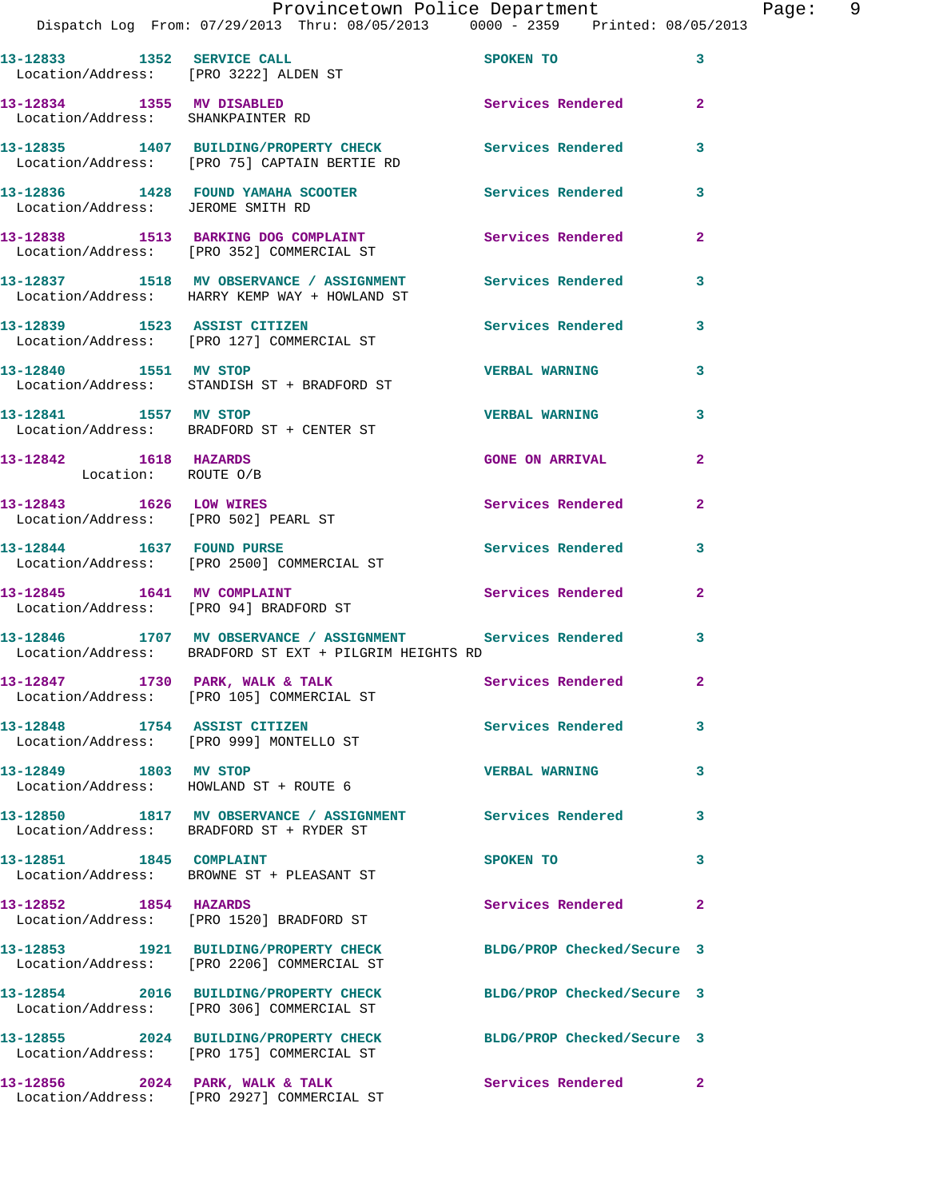13-12833 1352 SERVICE CALL SPOKEN TO 3
Location/Address: [PRO 3222] ALDEN ST

13-12834 1355 MV DISABLED Services Rendered 2
Location/Address: SHANKPAINTER RD

13-12835 1407 BUILDING/PROPERTY CHECK Services Rendered 3
Location/Address: [PRO 75] CAPTAIN BERTIE RD

13-12836 1428 FOUND YAMAHA SCOOTER Services Rendered 3
Location/Address: JEROME SMITH RD

13-12838 1513 BARKING DOG COMPLAINT Services Rendered 2
Location/Address: [PRO 352] COMMERCIAL ST

13-12837 1518 MV OBSERVANCE / ASSIGNMENT Services Rendered 3
Location/Address: HARRY KEMP WAY + HOWLAND ST

13-12839 1523 ASSIST CITIZEN Services Rendered 3
Location/Address: [PRO 127] COMMERCIAL ST

13-12840 1551 MV STOP VERBAL WARNING 3
Location/Address: STANDISH ST + BRADFORD ST

13-12841 1557 MV STOP VERBAL WARNING 3
Location/Address: BRADFORD ST + CENTER ST

13-12842 1618 HAZARDS GONE ON ARRIVAL 2
Location: ROUTE O/B

13-12843 1626 LOW WIRES Services Rendered 2
Location/Address: [PRO 502] PEARL ST

13-12844 1637 FOUND PURSE Services Rendered 3
Location/Address: [PRO 2500] COMMERCIAL ST

13-12845 1641 MV COMPLAINT Services Rendered 2
Location/Address: [PRO 94] BRADFORD ST

13-12846 1707 MV OBSERVANCE / ASSIGNMENT Services Rendered 3
Location/Address: BRADFORD ST EXT + PILGRIM HEIGHTS RD

13-12847 1730 PARK, WALK & TALK Services Rendered 2
Location/Address: [PRO 105] COMMERCIAL ST

13-12848 1754 ASSIST CITIZEN Services Rendered 3
Location/Address: [PRO 999] MONTELLO ST

13-12849 1803 MV STOP VERBAL WARNING 3
Location/Address: HOWLAND ST + ROUTE 6

13-12850 1817 MV OBSERVANCE / ASSIGNMENT Services Rendered 3
Location/Address: BRADFORD ST + RYDER ST

13-12851 1845 COMPLAINT SPOKEN TO 3
Location/Address: BROWNE ST + PLEASANT ST

13-12852 1854 HAZARDS Services Rendered 2
Location/Address: [PRO 1520] BRADFORD ST

13-12853 1921 BUILDING/PROPERTY CHECK BLDG/PROP Checked/Secure 3
Location/Address: [PRO 2206] COMMERCIAL ST

13-12854 2016 BUILDING/PROPERTY CHECK BLDG/PROP Checked/Secure 3
Location/Address: [PRO 306] COMMERCIAL ST

13-12855 2024 BUILDING/PROPERTY CHECK BLDG/PROP Checked/Secure 3
Location/Address: [PRO 175] COMMERCIAL ST

13-12856 2024 PARK, WALK & TALK Services Rendered 2
Location/Address: [PRO 2927] COMMERCIAL ST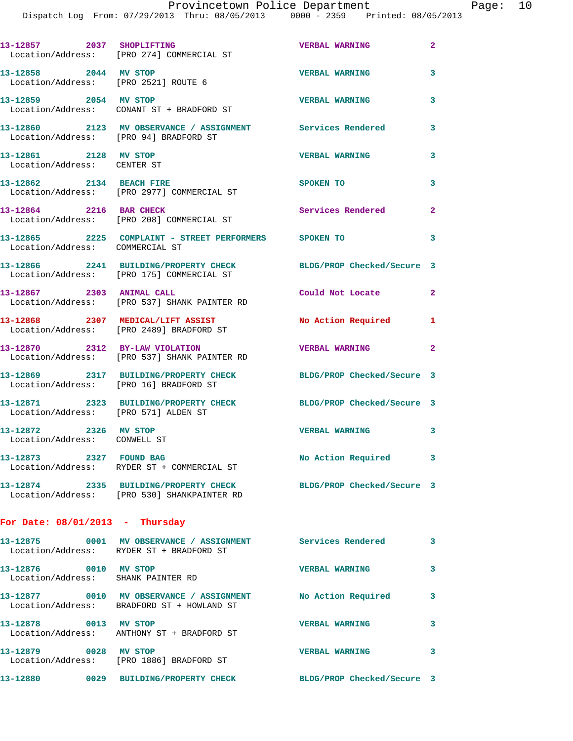13-12857 2037 SHOPLIFTING VERBAL WARNING 2
Location/Address: [PRO 274] COMMERCIAL ST

13-12858 2044 MV STOP VERBAL WARNING 3
Location/Address: [PRO 2521] ROUTE 6

13-12859 2054 MV STOP VERBAL WARNING 3
Location/Address: CONANT ST + BRADFORD ST

13-12860 2123 MV OBSERVANCE / ASSIGNMENT Services Rendered 3
Location/Address: [PRO 94] BRADFORD ST

13-12861 2128 MV STOP VERBAL WARNING 3
Location/Address: CENTER ST

13-12862 2134 BEACH FIRE SPOKEN TO 3
Location/Address: [PRO 2977] COMMERCIAL ST

13-12864 2216 BAR CHECK Services Rendered 2
Location/Address: [PRO 208] COMMERCIAL ST

13-12865 2225 COMPLAINT - STREET PERFORMERS SPOKEN TO 3
Location/Address: COMMERCIAL ST

13-12866 2241 BUILDING/PROPERTY CHECK BLDG/PROP Checked/Secure 3
Location/Address: [PRO 175] COMMERCIAL ST

13-12867 2303 ANIMAL CALL Could Not Locate 2
Location/Address: [PRO 537] SHANK PAINTER RD

13-12868 2307 MEDICAL/LIFT ASSIST No Action Required 1
Location/Address: [PRO 2489] BRADFORD ST

13-12870 2312 BY-LAW VIOLATION VERBAL WARNING 2
Location/Address: [PRO 537] SHANK PAINTER RD

13-12869 2317 BUILDING/PROPERTY CHECK BLDG/PROP Checked/Secure 3
Location/Address: [PRO 16] BRADFORD ST

13-12871 2323 BUILDING/PROPERTY CHECK BLDG/PROP Checked/Secure 3
Location/Address: [PRO 571] ALDEN ST

13-12872 2326 MV STOP VERBAL WARNING 3
Location/Address: CONWELL ST

13-12873 2327 FOUND BAG No Action Required 3
Location/Address: RYDER ST + COMMERCIAL ST

13-12874 2335 BUILDING/PROPERTY CHECK BLDG/PROP Checked/Secure 3
Location/Address: [PRO 530] SHANKPAINTER RD

**For Date: 08/01/2013 - Thursday**

13-12875 0001 MV OBSERVANCE / ASSIGNMENT Services Rendered 3
Location/Address: RYDER ST + BRADFORD ST

13-12876 0010 MV STOP VERBAL WARNING 3
Location/Address: SHANK PAINTER RD

13-12877 0010 MV OBSERVANCE / ASSIGNMENT No Action Required 3
Location/Address: BRADFORD ST + HOWLAND ST

13-12878 0013 MV STOP VERBAL WARNING 3
Location/Address: ANTHONY ST + BRADFORD ST

13-12879 0028 MV STOP VERBAL WARNING 3
Location/Address: [PRO 1886] BRADFORD ST

13-12880 0029 BUILDING/PROPERTY CHECK BLDG/PROP Checked/Secure 3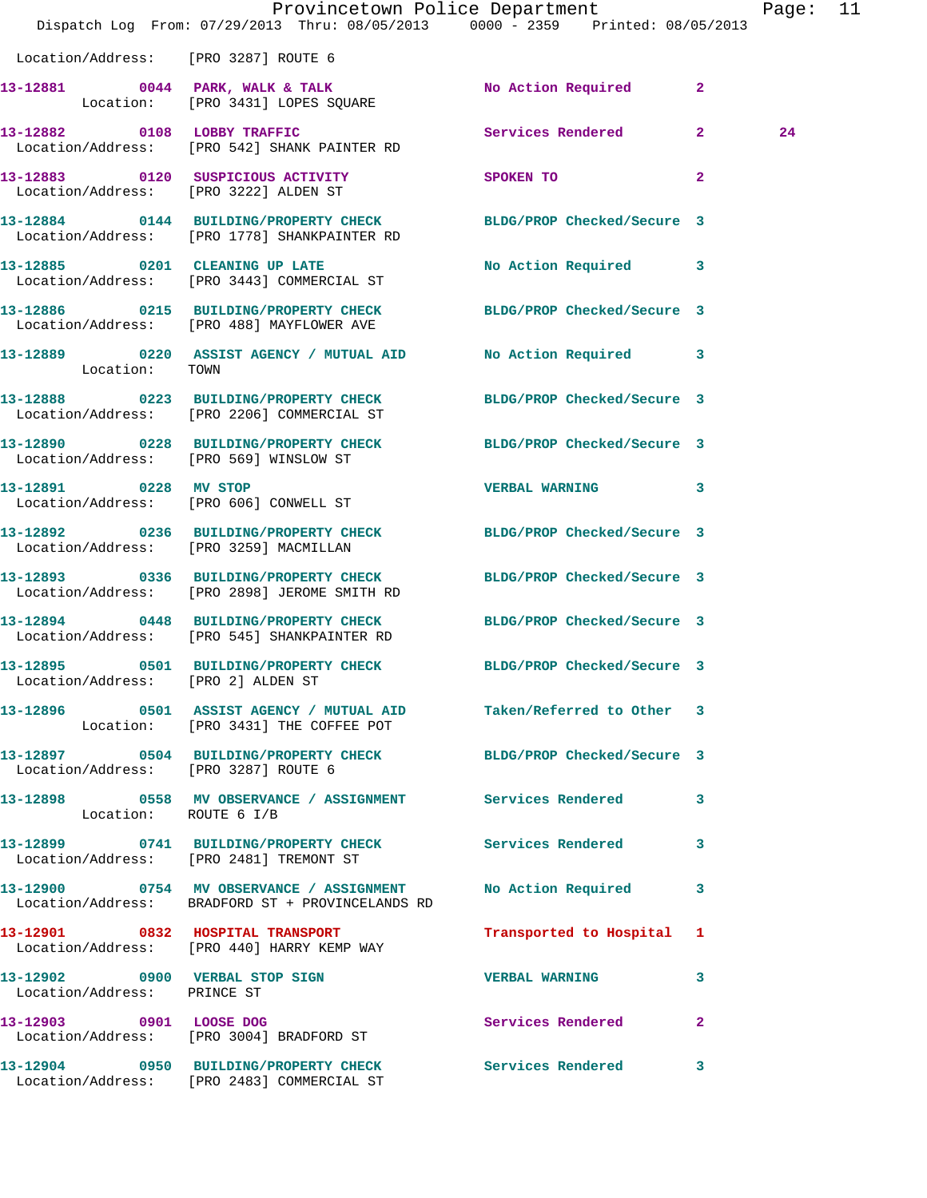Location/Address: [PRO 3287] ROUTE 6

13-12881 0044 PARK, WALK & TALK No Action Required 2
Location: [PRO 3431] LOPES SQUARE

13-12882 0108 LOBBY TRAFFIC Services Rendered 2 24
Location/Address: [PRO 542] SHANK PAINTER RD

13-12883 0120 SUSPICIOUS ACTIVITY SPOKEN TO 2
Location/Address: [PRO 3222] ALDEN ST

13-12884 0144 BUILDING/PROPERTY CHECK BLDG/PROP Checked/Secure 3
Location/Address: [PRO 1778] SHANKPAINTER RD

13-12885 0201 CLEANING UP LATE No Action Required 3
Location/Address: [PRO 3443] COMMERCIAL ST

13-12886 0215 BUILDING/PROPERTY CHECK BLDG/PROP Checked/Secure 3
Location/Address: [PRO 488] MAYFLOWER AVE

13-12889 0220 ASSIST AGENCY / MUTUAL AID No Action Required 3
Location: TOWN

13-12888 0223 BUILDING/PROPERTY CHECK BLDG/PROP Checked/Secure 3
Location/Address: [PRO 2206] COMMERCIAL ST

13-12890 0228 BUILDING/PROPERTY CHECK BLDG/PROP Checked/Secure 3
Location/Address: [PRO 569] WINSLOW ST

13-12891 0228 MV STOP VERBAL WARNING 3
Location/Address: [PRO 606] CONWELL ST

13-12892 0236 BUILDING/PROPERTY CHECK BLDG/PROP Checked/Secure 3
Location/Address: [PRO 3259] MACMILLAN

13-12893 0336 BUILDING/PROPERTY CHECK BLDG/PROP Checked/Secure 3
Location/Address: [PRO 2898] JEROME SMITH RD

13-12894 0448 BUILDING/PROPERTY CHECK BLDG/PROP Checked/Secure 3
Location/Address: [PRO 545] SHANKPAINTER RD

13-12895 0501 BUILDING/PROPERTY CHECK BLDG/PROP Checked/Secure 3
Location/Address: [PRO 2] ALDEN ST

13-12896 0501 ASSIST AGENCY / MUTUAL AID Taken/Referred to Other 3
Location: [PRO 3431] THE COFFEE POT

13-12897 0504 BUILDING/PROPERTY CHECK BLDG/PROP Checked/Secure 3
Location/Address: [PRO 3287] ROUTE 6

13-12898 0558 MV OBSERVANCE / ASSIGNMENT Services Rendered 3
Location: ROUTE 6 I/B

13-12899 0741 BUILDING/PROPERTY CHECK Services Rendered 3
Location/Address: [PRO 2481] TREMONT ST

13-12900 0754 MV OBSERVANCE / ASSIGNMENT No Action Required 3
Location/Address: BRADFORD ST + PROVINCELANDS RD

13-12901 0832 HOSPITAL TRANSPORT Transported to Hospital 1
Location/Address: [PRO 440] HARRY KEMP WAY

13-12902 0900 VERBAL STOP SIGN VERBAL WARNING 3
Location/Address: PRINCE ST

13-12903 0901 LOOSE DOG Services Rendered 2
Location/Address: [PRO 3004] BRADFORD ST

13-12904 0950 BUILDING/PROPERTY CHECK Services Rendered 3
Location/Address: [PRO 2483] COMMERCIAL ST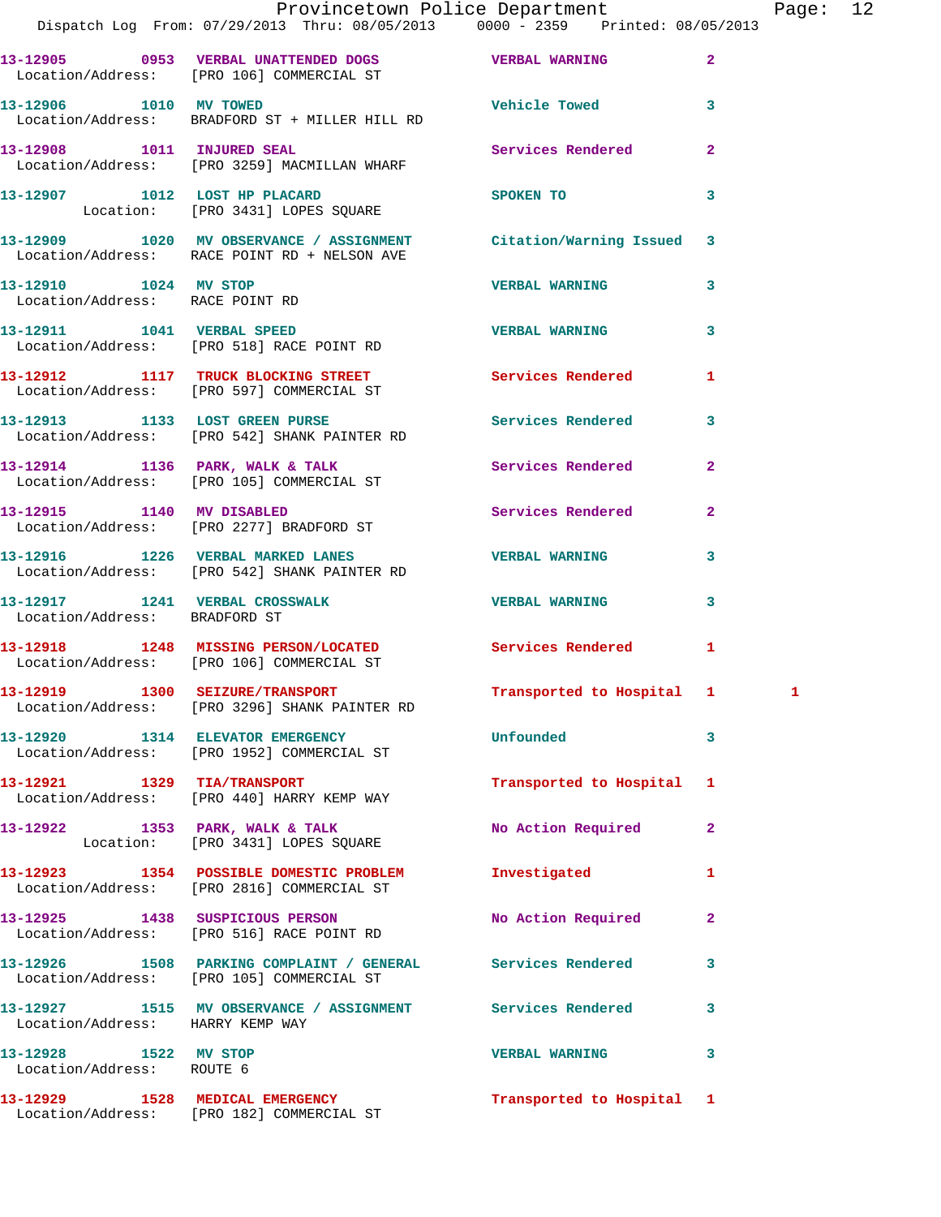| Call Number | Time | Call Reason | Action | Priority | |
|---|---|---|---|---|---|
| 13-12905 | 0953 | VERBAL UNATTENDED DOGS | VERBAL WARNING | 2 | |
| Location/Address: | | [PRO 106] COMMERCIAL ST | | | |
| 13-12906 | 1010 | MV TOWED | Vehicle Towed | 3 | |
| Location/Address: | | BRADFORD ST + MILLER HILL RD | | | |
| 13-12908 | 1011 | INJURED SEAL | Services Rendered | 2 | |
| Location/Address: | | [PRO 3259] MACMILLAN WHARF | | | |
| 13-12907 | 1012 | LOST HP PLACARD | SPOKEN TO | 3 | |
| Location: | | [PRO 3431] LOPES SQUARE | | | |
| 13-12909 | 1020 | MV OBSERVANCE / ASSIGNMENT | Citation/Warning Issued | 3 | |
| Location/Address: | | RACE POINT RD + NELSON AVE | | | |
| 13-12910 | 1024 | MV STOP | VERBAL WARNING | 3 | |
| Location/Address: | | RACE POINT RD | | | |
| 13-12911 | 1041 | VERBAL SPEED | VERBAL WARNING | 3 | |
| Location/Address: | | [PRO 518] RACE POINT RD | | | |
| 13-12912 | 1117 | TRUCK BLOCKING STREET | Services Rendered | 1 | |
| Location/Address: | | [PRO 597] COMMERCIAL ST | | | |
| 13-12913 | 1133 | LOST GREEN PURSE | Services Rendered | 3 | |
| Location/Address: | | [PRO 542] SHANK PAINTER RD | | | |
| 13-12914 | 1136 | PARK, WALK & TALK | Services Rendered | 2 | |
| Location/Address: | | [PRO 105] COMMERCIAL ST | | | |
| 13-12915 | 1140 | MV DISABLED | Services Rendered | 2 | |
| Location/Address: | | [PRO 2277] BRADFORD ST | | | |
| 13-12916 | 1226 | VERBAL MARKED LANES | VERBAL WARNING | 3 | |
| Location/Address: | | [PRO 542] SHANK PAINTER RD | | | |
| 13-12917 | 1241 | VERBAL CROSSWALK | VERBAL WARNING | 3 | |
| Location/Address: | | BRADFORD ST | | | |
| 13-12918 | 1248 | MISSING PERSON/LOCATED | Services Rendered | 1 | |
| Location/Address: | | [PRO 106] COMMERCIAL ST | | | |
| 13-12919 | 1300 | SEIZURE/TRANSPORT | Transported to Hospital | 1 | 1 |
| Location/Address: | | [PRO 3296] SHANK PAINTER RD | | | |
| 13-12920 | 1314 | ELEVATOR EMERGENCY | Unfounded | 3 | |
| Location/Address: | | [PRO 1952] COMMERCIAL ST | | | |
| 13-12921 | 1329 | TIA/TRANSPORT | Transported to Hospital | 1 | |
| Location/Address: | | [PRO 440] HARRY KEMP WAY | | | |
| 13-12922 | 1353 | PARK, WALK & TALK | No Action Required | 2 | |
| Location: | | [PRO 3431] LOPES SQUARE | | | |
| 13-12923 | 1354 | POSSIBLE DOMESTIC PROBLEM | Investigated | 1 | |
| Location/Address: | | [PRO 2816] COMMERCIAL ST | | | |
| 13-12925 | 1438 | SUSPICIOUS PERSON | No Action Required | 2 | |
| Location/Address: | | [PRO 516] RACE POINT RD | | | |
| 13-12926 | 1508 | PARKING COMPLAINT / GENERAL | Services Rendered | 3 | |
| Location/Address: | | [PRO 105] COMMERCIAL ST | | | |
| 13-12927 | 1515 | MV OBSERVANCE / ASSIGNMENT | Services Rendered | 3 | |
| Location/Address: | | HARRY KEMP WAY | | | |
| 13-12928 | 1522 | MV STOP | VERBAL WARNING | 3 | |
| Location/Address: | | ROUTE 6 | | | |
| 13-12929 | 1528 | MEDICAL EMERGENCY | Transported to Hospital | 1 | |
| Location/Address: | | [PRO 182] COMMERCIAL ST | | | |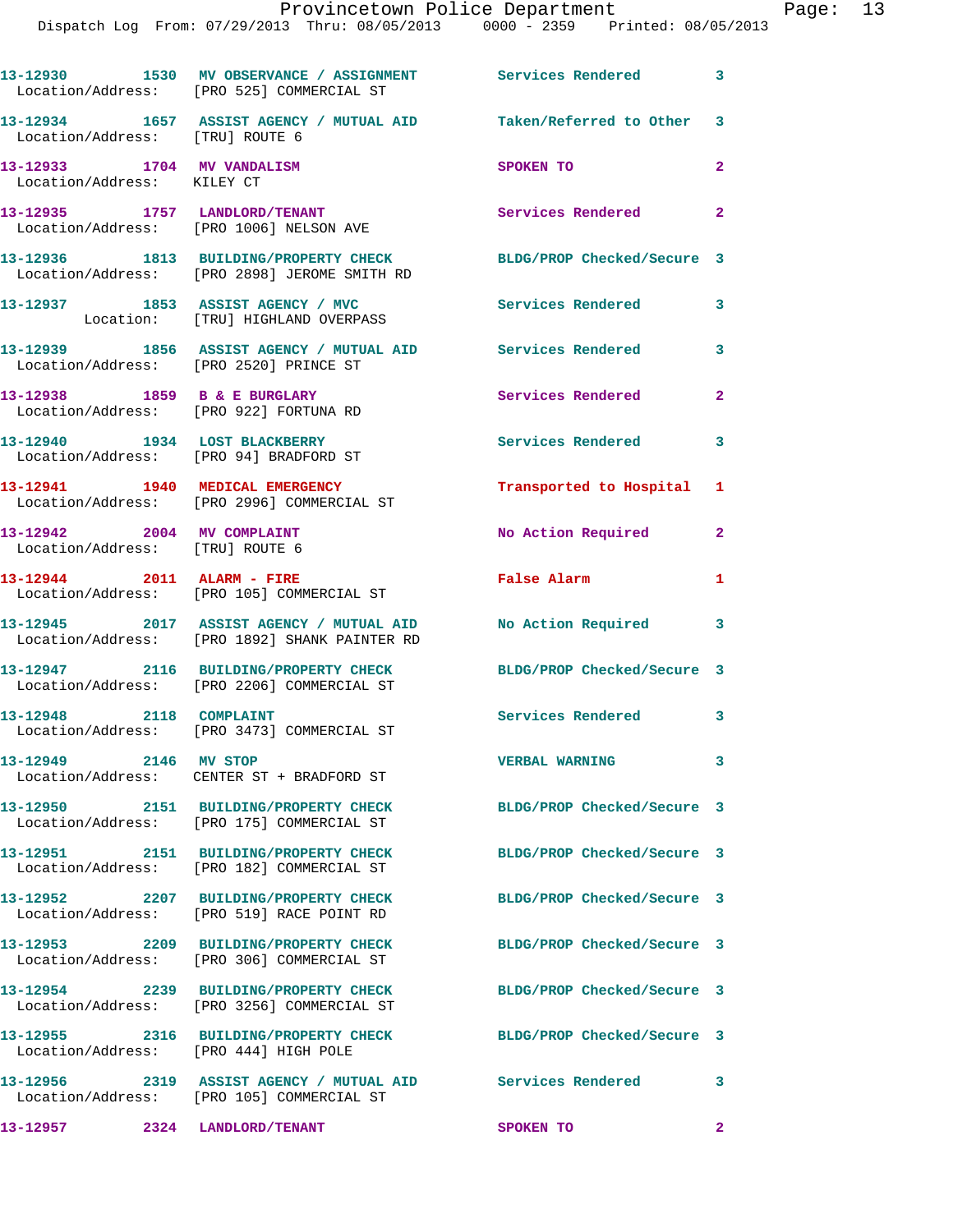13-12930 1530 MV OBSERVANCE / ASSIGNMENT Services Rendered 3
Location/Address: [PRO 525] COMMERCIAL ST

13-12934 1657 ASSIST AGENCY / MUTUAL AID Taken/Referred to Other 3
Location/Address: [TRU] ROUTE 6

13-12933 1704 MV VANDALISM SPOKEN TO 2
Location/Address: KILEY CT

13-12935 1757 LANDLORD/TENANT Services Rendered 2
Location/Address: [PRO 1006] NELSON AVE

13-12936 1813 BUILDING/PROPERTY CHECK BLDG/PROP Checked/Secure 3
Location/Address: [PRO 2898] JEROME SMITH RD

13-12937 1853 ASSIST AGENCY / MVC Services Rendered 3
Location: [TRU] HIGHLAND OVERPASS

13-12939 1856 ASSIST AGENCY / MUTUAL AID Services Rendered 3
Location/Address: [PRO 2520] PRINCE ST

13-12938 1859 B & E BURGLARY Services Rendered 2
Location/Address: [PRO 922] FORTUNA RD

13-12940 1934 LOST BLACKBERRY Services Rendered 3
Location/Address: [PRO 94] BRADFORD ST

13-12941 1940 MEDICAL EMERGENCY Transported to Hospital 1
Location/Address: [PRO 2996] COMMERCIAL ST

13-12942 2004 MV COMPLAINT No Action Required 2
Location/Address: [TRU] ROUTE 6

13-12944 2011 ALARM - FIRE False Alarm 1
Location/Address: [PRO 105] COMMERCIAL ST

13-12945 2017 ASSIST AGENCY / MUTUAL AID No Action Required 3
Location/Address: [PRO 1892] SHANK PAINTER RD

13-12947 2116 BUILDING/PROPERTY CHECK BLDG/PROP Checked/Secure 3
Location/Address: [PRO 2206] COMMERCIAL ST

13-12948 2118 COMPLAINT Services Rendered 3
Location/Address: [PRO 3473] COMMERCIAL ST

13-12949 2146 MV STOP VERBAL WARNING 3
Location/Address: CENTER ST + BRADFORD ST

13-12950 2151 BUILDING/PROPERTY CHECK BLDG/PROP Checked/Secure 3
Location/Address: [PRO 175] COMMERCIAL ST

13-12951 2151 BUILDING/PROPERTY CHECK BLDG/PROP Checked/Secure 3
Location/Address: [PRO 182] COMMERCIAL ST

13-12952 2207 BUILDING/PROPERTY CHECK BLDG/PROP Checked/Secure 3
Location/Address: [PRO 519] RACE POINT RD

13-12953 2209 BUILDING/PROPERTY CHECK BLDG/PROP Checked/Secure 3
Location/Address: [PRO 306] COMMERCIAL ST

13-12954 2239 BUILDING/PROPERTY CHECK BLDG/PROP Checked/Secure 3
Location/Address: [PRO 3256] COMMERCIAL ST

13-12955 2316 BUILDING/PROPERTY CHECK BLDG/PROP Checked/Secure 3
Location/Address: [PRO 444] HIGH POLE

13-12956 2319 ASSIST AGENCY / MUTUAL AID Services Rendered 3
Location/Address: [PRO 105] COMMERCIAL ST

13-12957 2324 LANDLORD/TENANT SPOKEN TO 2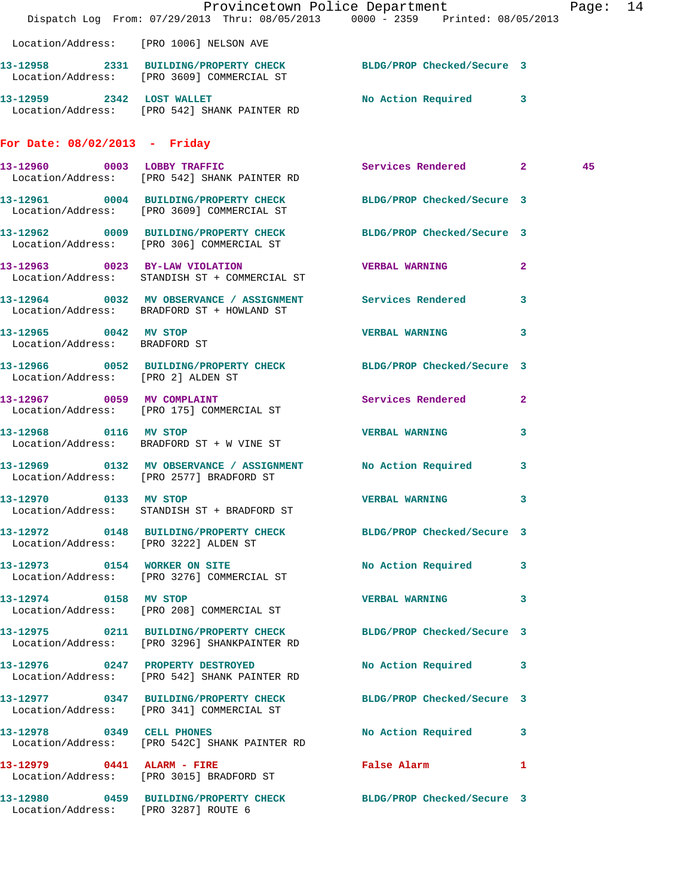Location/Address: [PRO 1006] NELSON AVE

13-12958 2331 BUILDING/PROPERTY CHECK BLDG/PROP Checked/Secure 3
Location/Address: [PRO 3609] COMMERCIAL ST

13-12959 2342 LOST WALLET No Action Required 3
Location/Address: [PRO 542] SHANK PAINTER RD

## For Date: 08/02/2013 - Friday

13-12960 0003 LOBBY TRAFFIC Services Rendered 2 45
Location/Address: [PRO 542] SHANK PAINTER RD

13-12961 0004 BUILDING/PROPERTY CHECK BLDG/PROP Checked/Secure 3
Location/Address: [PRO 3609] COMMERCIAL ST

13-12962 0009 BUILDING/PROPERTY CHECK BLDG/PROP Checked/Secure 3
Location/Address: [PRO 306] COMMERCIAL ST

13-12963 0023 BY-LAW VIOLATION VERBAL WARNING 2
Location/Address: STANDISH ST + COMMERCIAL ST

13-12964 0032 MV OBSERVANCE / ASSIGNMENT Services Rendered 3
Location/Address: BRADFORD ST + HOWLAND ST

13-12965 0042 MV STOP VERBAL WARNING 3
Location/Address: BRADFORD ST

13-12966 0052 BUILDING/PROPERTY CHECK BLDG/PROP Checked/Secure 3
Location/Address: [PRO 2] ALDEN ST

13-12967 0059 MV COMPLAINT Services Rendered 2
Location/Address: [PRO 175] COMMERCIAL ST

13-12968 0116 MV STOP VERBAL WARNING 3
Location/Address: BRADFORD ST + W VINE ST

13-12969 0132 MV OBSERVANCE / ASSIGNMENT No Action Required 3
Location/Address: [PRO 2577] BRADFORD ST

13-12970 0133 MV STOP VERBAL WARNING 3
Location/Address: STANDISH ST + BRADFORD ST

13-12972 0148 BUILDING/PROPERTY CHECK BLDG/PROP Checked/Secure 3
Location/Address: [PRO 3222] ALDEN ST

13-12973 0154 WORKER ON SITE No Action Required 3
Location/Address: [PRO 3276] COMMERCIAL ST

13-12974 0158 MV STOP VERBAL WARNING 3
Location/Address: [PRO 208] COMMERCIAL ST

13-12975 0211 BUILDING/PROPERTY CHECK BLDG/PROP Checked/Secure 3
Location/Address: [PRO 3296] SHANKPAINTER RD

13-12976 0247 PROPERTY DESTROYED No Action Required 3
Location/Address: [PRO 542] SHANK PAINTER RD

13-12977 0347 BUILDING/PROPERTY CHECK BLDG/PROP Checked/Secure 3
Location/Address: [PRO 341] COMMERCIAL ST

13-12978 0349 CELL PHONES No Action Required 3
Location/Address: [PRO 542C] SHANK PAINTER RD

13-12979 0441 ALARM - FIRE False Alarm 1
Location/Address: [PRO 3015] BRADFORD ST

13-12980 0459 BUILDING/PROPERTY CHECK BLDG/PROP Checked/Secure 3
Location/Address: [PRO 3287] ROUTE 6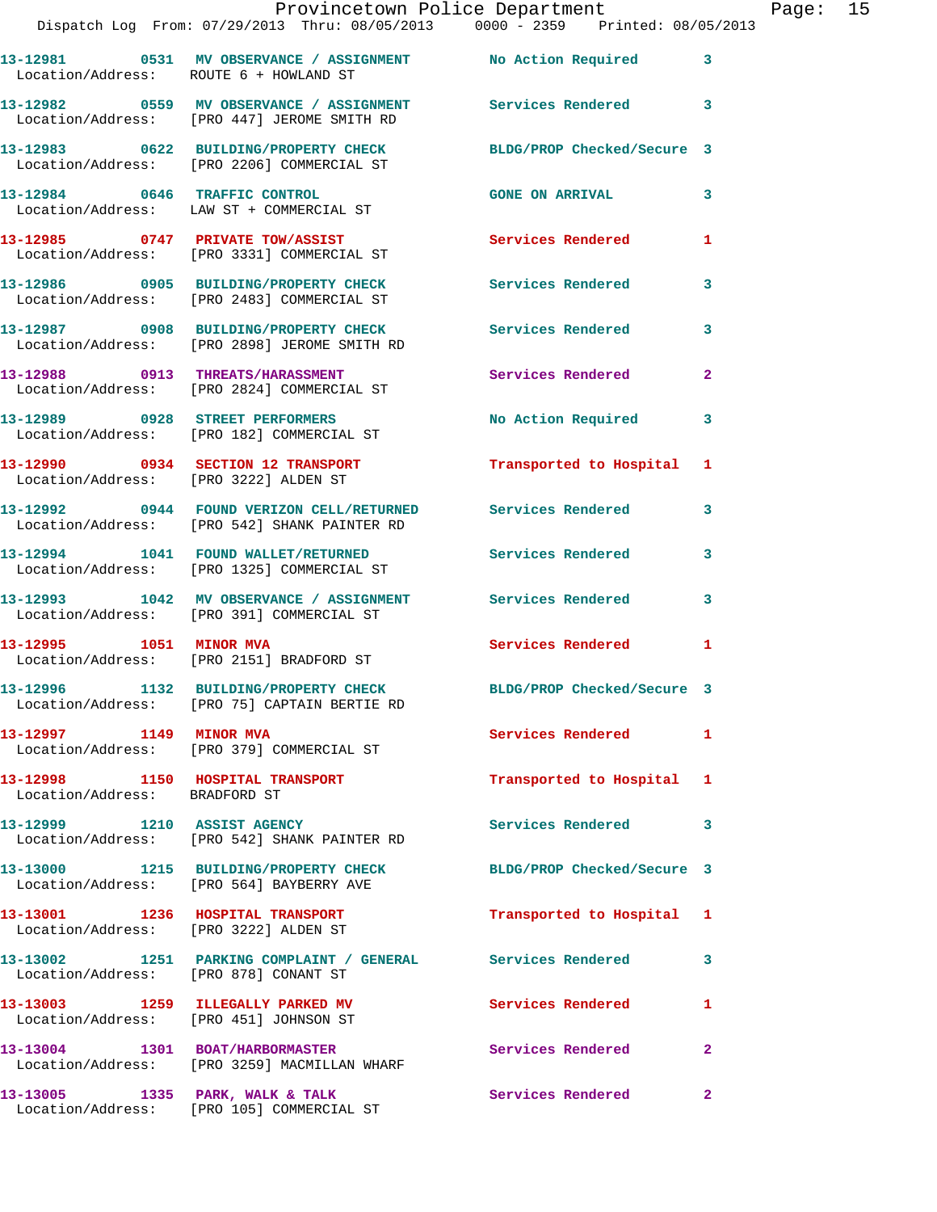| Call # | Time | Call Reason | Action | Priority |
|---|---|---|---|---|
| 13-12981 | 0531 | MV OBSERVANCE / ASSIGNMENT | No Action Required | 3 |
| Location/Address: ROUTE 6 + HOWLAND ST | | | | |
| 13-12982 | 0559 | MV OBSERVANCE / ASSIGNMENT | Services Rendered | 3 |
| Location/Address: [PRO 447] JEROME SMITH RD | | | | |
| 13-12983 | 0622 | BUILDING/PROPERTY CHECK | BLDG/PROP Checked/Secure | 3 |
| Location/Address: [PRO 2206] COMMERCIAL ST | | | | |
| 13-12984 | 0646 | TRAFFIC CONTROL | GONE ON ARRIVAL | 3 |
| Location/Address: LAW ST + COMMERCIAL ST | | | | |
| 13-12985 | 0747 | PRIVATE TOW/ASSIST | Services Rendered | 1 |
| Location/Address: [PRO 3331] COMMERCIAL ST | | | | |
| 13-12986 | 0905 | BUILDING/PROPERTY CHECK | Services Rendered | 3 |
| Location/Address: [PRO 2483] COMMERCIAL ST | | | | |
| 13-12987 | 0908 | BUILDING/PROPERTY CHECK | Services Rendered | 3 |
| Location/Address: [PRO 2898] JEROME SMITH RD | | | | |
| 13-12988 | 0913 | THREATS/HARASSMENT | Services Rendered | 2 |
| Location/Address: [PRO 2824] COMMERCIAL ST | | | | |
| 13-12989 | 0928 | STREET PERFORMERS | No Action Required | 3 |
| Location/Address: [PRO 182] COMMERCIAL ST | | | | |
| 13-12990 | 0934 | SECTION 12 TRANSPORT | Transported to Hospital | 1 |
| Location/Address: [PRO 3222] ALDEN ST | | | | |
| 13-12992 | 0944 | FOUND VERIZON CELL/RETURNED | Services Rendered | 3 |
| Location/Address: [PRO 542] SHANK PAINTER RD | | | | |
| 13-12994 | 1041 | FOUND WALLET/RETURNED | Services Rendered | 3 |
| Location/Address: [PRO 1325] COMMERCIAL ST | | | | |
| 13-12993 | 1042 | MV OBSERVANCE / ASSIGNMENT | Services Rendered | 3 |
| Location/Address: [PRO 391] COMMERCIAL ST | | | | |
| 13-12995 | 1051 | MINOR MVA | Services Rendered | 1 |
| Location/Address: [PRO 2151] BRADFORD ST | | | | |
| 13-12996 | 1132 | BUILDING/PROPERTY CHECK | BLDG/PROP Checked/Secure | 3 |
| Location/Address: [PRO 75] CAPTAIN BERTIE RD | | | | |
| 13-12997 | 1149 | MINOR MVA | Services Rendered | 1 |
| Location/Address: [PRO 379] COMMERCIAL ST | | | | |
| 13-12998 | 1150 | HOSPITAL TRANSPORT | Transported to Hospital | 1 |
| Location/Address: BRADFORD ST | | | | |
| 13-12999 | 1210 | ASSIST AGENCY | Services Rendered | 3 |
| Location/Address: [PRO 542] SHANK PAINTER RD | | | | |
| 13-13000 | 1215 | BUILDING/PROPERTY CHECK | BLDG/PROP Checked/Secure | 3 |
| Location/Address: [PRO 564] BAYBERRY AVE | | | | |
| 13-13001 | 1236 | HOSPITAL TRANSPORT | Transported to Hospital | 1 |
| Location/Address: [PRO 3222] ALDEN ST | | | | |
| 13-13002 | 1251 | PARKING COMPLAINT / GENERAL | Services Rendered | 3 |
| Location/Address: [PRO 878] CONANT ST | | | | |
| 13-13003 | 1259 | ILLEGALLY PARKED MV | Services Rendered | 1 |
| Location/Address: [PRO 451] JOHNSON ST | | | | |
| 13-13004 | 1301 | BOAT/HARBORMASTER | Services Rendered | 2 |
| Location/Address: [PRO 3259] MACMILLAN WHARF | | | | |
| 13-13005 | 1335 | PARK, WALK & TALK | Services Rendered | 2 |
| Location/Address: [PRO 105] COMMERCIAL ST | | | | |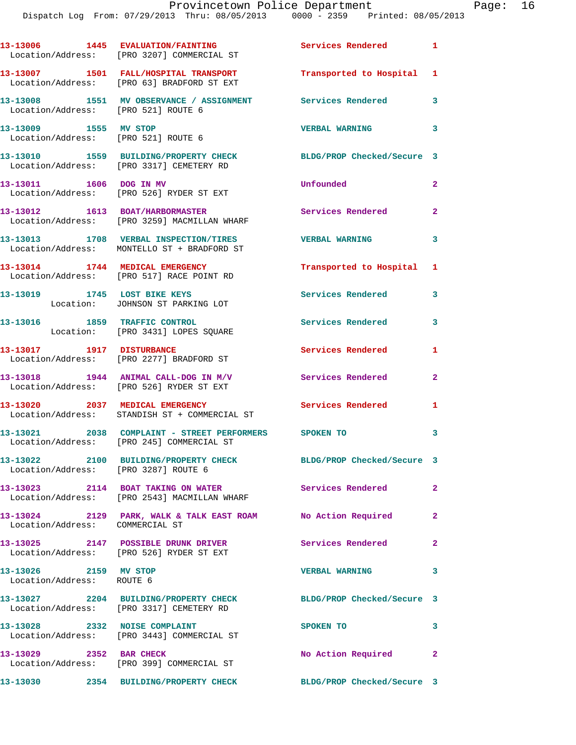13-13006 1445 EVALUATION/FAINTING Services Rendered 1
Location/Address: [PRO 3207] COMMERCIAL ST

13-13007 1501 FALL/HOSPITAL TRANSPORT Transported to Hospital 1
Location/Address: [PRO 63] BRADFORD ST EXT

13-13008 1551 MV OBSERVANCE / ASSIGNMENT Services Rendered 3
Location/Address: [PRO 521] ROUTE 6

13-13009 1555 MV STOP VERBAL WARNING 3
Location/Address: [PRO 521] ROUTE 6

13-13010 1559 BUILDING/PROPERTY CHECK BLDG/PROP Checked/Secure 3
Location/Address: [PRO 3317] CEMETERY RD

13-13011 1606 DOG IN MV Unfounded 2
Location/Address: [PRO 526] RYDER ST EXT

13-13012 1613 BOAT/HARBORMASTER Services Rendered 2
Location/Address: [PRO 3259] MACMILLAN WHARF

13-13013 1708 VERBAL INSPECTION/TIRES VERBAL WARNING 3
Location/Address: MONTELLO ST + BRADFORD ST

13-13014 1744 MEDICAL EMERGENCY Transported to Hospital 1
Location/Address: [PRO 517] RACE POINT RD

13-13019 1745 LOST BIKE KEYS Services Rendered 3
Location: JOHNSON ST PARKING LOT

13-13016 1859 TRAFFIC CONTROL Services Rendered 3
Location: [PRO 3431] LOPES SQUARE

13-13017 1917 DISTURBANCE Services Rendered 1
Location/Address: [PRO 2277] BRADFORD ST

13-13018 1944 ANIMAL CALL-DOG IN M/V Services Rendered 2
Location/Address: [PRO 526] RYDER ST EXT

13-13020 2037 MEDICAL EMERGENCY Services Rendered 1
Location/Address: STANDISH ST + COMMERCIAL ST

13-13021 2038 COMPLAINT - STREET PERFORMERS SPOKEN TO 3
Location/Address: [PRO 245] COMMERCIAL ST

13-13022 2100 BUILDING/PROPERTY CHECK BLDG/PROP Checked/Secure 3
Location/Address: [PRO 3287] ROUTE 6

13-13023 2114 BOAT TAKING ON WATER Services Rendered 2
Location/Address: [PRO 2543] MACMILLAN WHARF

13-13024 2129 PARK, WALK & TALK EAST ROAM No Action Required 2
Location/Address: COMMERCIAL ST

13-13025 2147 POSSIBLE DRUNK DRIVER Services Rendered 2
Location/Address: [PRO 526] RYDER ST EXT

13-13026 2159 MV STOP VERBAL WARNING 3
Location/Address: ROUTE 6

13-13027 2204 BUILDING/PROPERTY CHECK BLDG/PROP Checked/Secure 3
Location/Address: [PRO 3317] CEMETERY RD

13-13028 2332 NOISE COMPLAINT SPOKEN TO 3
Location/Address: [PRO 3443] COMMERCIAL ST

13-13029 2352 BAR CHECK No Action Required 2
Location/Address: [PRO 399] COMMERCIAL ST

13-13030 2354 BUILDING/PROPERTY CHECK BLDG/PROP Checked/Secure 3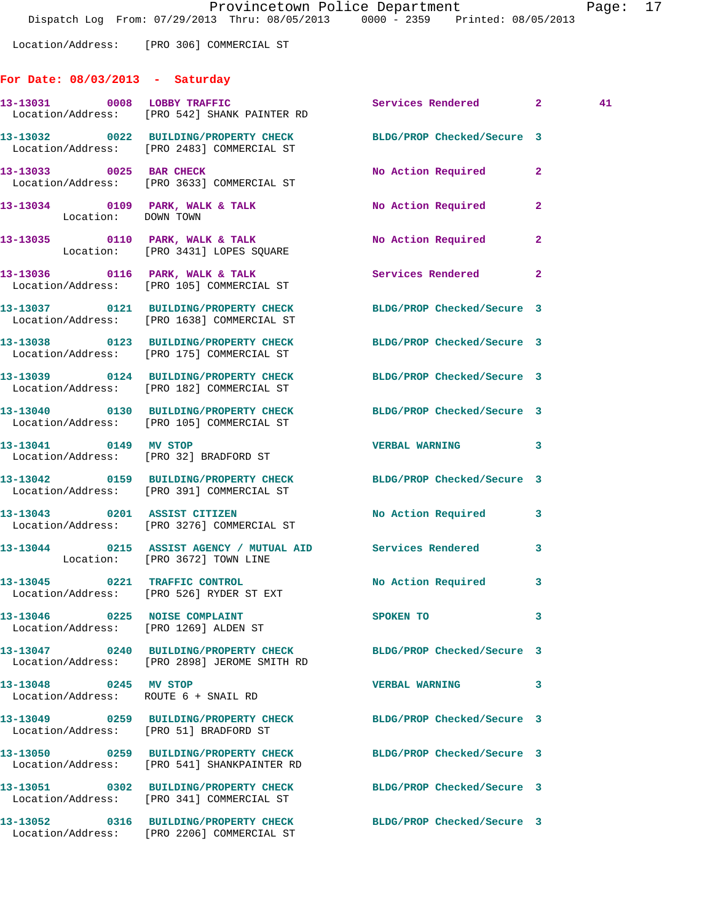Location/Address: [PRO 306] COMMERCIAL ST

## For Date: 08/03/2013 - Saturday

| Call # | Time | Call Reason | Action | Priority | |
|---|---|---|---|---|---|
| 13-13031 | 0008 | LOBBY TRAFFIC | Services Rendered | 2 | 41 |
| | | Location/Address: [PRO 542] SHANK PAINTER RD | | | |
| 13-13032 | 0022 | BUILDING/PROPERTY CHECK | BLDG/PROP Checked/Secure | 3 | |
| | | Location/Address: [PRO 2483] COMMERCIAL ST | | | |
| 13-13033 | 0025 | BAR CHECK | No Action Required | 2 | |
| | | Location/Address: [PRO 3633] COMMERCIAL ST | | | |
| 13-13034 | 0109 | PARK, WALK & TALK | No Action Required | 2 | |
| | | Location: DOWN TOWN | | | |
| 13-13035 | 0110 | PARK, WALK & TALK | No Action Required | 2 | |
| | | Location: [PRO 3431] LOPES SQUARE | | | |
| 13-13036 | 0116 | PARK, WALK & TALK | Services Rendered | 2 | |
| | | Location/Address: [PRO 105] COMMERCIAL ST | | | |
| 13-13037 | 0121 | BUILDING/PROPERTY CHECK | BLDG/PROP Checked/Secure | 3 | |
| | | Location/Address: [PRO 1638] COMMERCIAL ST | | | |
| 13-13038 | 0123 | BUILDING/PROPERTY CHECK | BLDG/PROP Checked/Secure | 3 | |
| | | Location/Address: [PRO 175] COMMERCIAL ST | | | |
| 13-13039 | 0124 | BUILDING/PROPERTY CHECK | BLDG/PROP Checked/Secure | 3 | |
| | | Location/Address: [PRO 182] COMMERCIAL ST | | | |
| 13-13040 | 0130 | BUILDING/PROPERTY CHECK | BLDG/PROP Checked/Secure | 3 | |
| | | Location/Address: [PRO 105] COMMERCIAL ST | | | |
| 13-13041 | 0149 | MV STOP | VERBAL WARNING | 3 | |
| | | Location/Address: [PRO 32] BRADFORD ST | | | |
| 13-13042 | 0159 | BUILDING/PROPERTY CHECK | BLDG/PROP Checked/Secure | 3 | |
| | | Location/Address: [PRO 391] COMMERCIAL ST | | | |
| 13-13043 | 0201 | ASSIST CITIZEN | No Action Required | 3 | |
| | | Location/Address: [PRO 3276] COMMERCIAL ST | | | |
| 13-13044 | 0215 | ASSIST AGENCY / MUTUAL AID | Services Rendered | 3 | |
| | | Location: [PRO 3672] TOWN LINE | | | |
| 13-13045 | 0221 | TRAFFIC CONTROL | No Action Required | 3 | |
| | | Location/Address: [PRO 526] RYDER ST EXT | | | |
| 13-13046 | 0225 | NOISE COMPLAINT | SPOKEN TO | 3 | |
| | | Location/Address: [PRO 1269] ALDEN ST | | | |
| 13-13047 | 0240 | BUILDING/PROPERTY CHECK | BLDG/PROP Checked/Secure | 3 | |
| | | Location/Address: [PRO 2898] JEROME SMITH RD | | | |
| 13-13048 | 0245 | MV STOP | VERBAL WARNING | 3 | |
| | | Location/Address: ROUTE 6 + SNAIL RD | | | |
| 13-13049 | 0259 | BUILDING/PROPERTY CHECK | BLDG/PROP Checked/Secure | 3 | |
| | | Location/Address: [PRO 51] BRADFORD ST | | | |
| 13-13050 | 0259 | BUILDING/PROPERTY CHECK | BLDG/PROP Checked/Secure | 3 | |
| | | Location/Address: [PRO 541] SHANKPAINTER RD | | | |
| 13-13051 | 0302 | BUILDING/PROPERTY CHECK | BLDG/PROP Checked/Secure | 3 | |
| | | Location/Address: [PRO 341] COMMERCIAL ST | | | |
| 13-13052 | 0316 | BUILDING/PROPERTY CHECK | BLDG/PROP Checked/Secure | 3 | |
| | | Location/Address: [PRO 2206] COMMERCIAL ST | | | |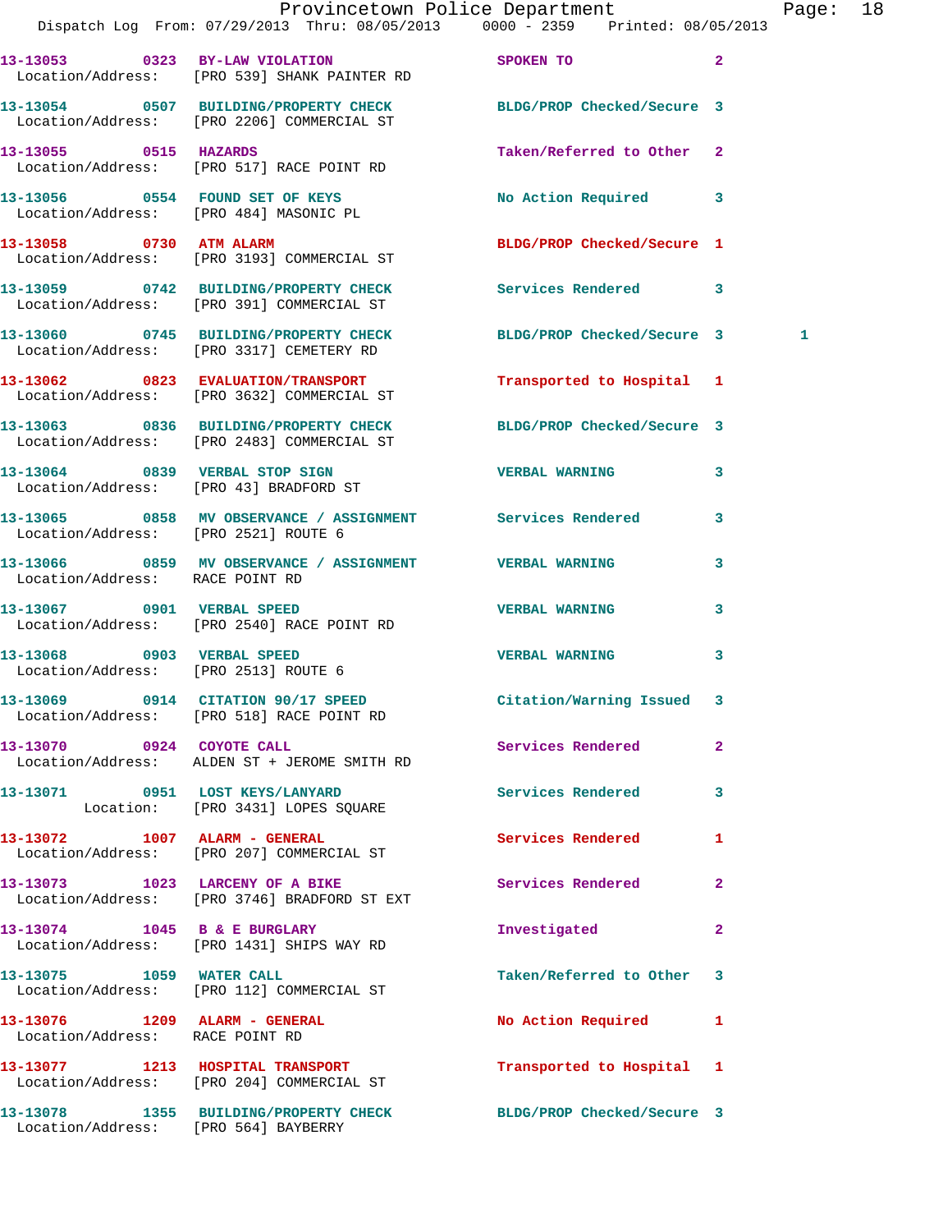13-13053 0323 BY-LAW VIOLATION SPOKEN TO 2
Location/Address: [PRO 539] SHANK PAINTER RD

13-13054 0507 BUILDING/PROPERTY CHECK BLDG/PROP Checked/Secure 3
Location/Address: [PRO 2206] COMMERCIAL ST

13-13055 0515 HAZARDS Taken/Referred to Other 2
Location/Address: [PRO 517] RACE POINT RD

13-13056 0554 FOUND SET OF KEYS No Action Required 3
Location/Address: [PRO 484] MASONIC PL

13-13058 0730 ATM ALARM BLDG/PROP Checked/Secure 1
Location/Address: [PRO 3193] COMMERCIAL ST

13-13059 0742 BUILDING/PROPERTY CHECK Services Rendered 3
Location/Address: [PRO 391] COMMERCIAL ST

13-13060 0745 BUILDING/PROPERTY CHECK BLDG/PROP Checked/Secure 3 1
Location/Address: [PRO 3317] CEMETERY RD

13-13062 0823 EVALUATION/TRANSPORT Transported to Hospital 1
Location/Address: [PRO 3632] COMMERCIAL ST

13-13063 0836 BUILDING/PROPERTY CHECK BLDG/PROP Checked/Secure 3
Location/Address: [PRO 2483] COMMERCIAL ST

13-13064 0839 VERBAL STOP SIGN VERBAL WARNING 3
Location/Address: [PRO 43] BRADFORD ST

13-13065 0858 MV OBSERVANCE / ASSIGNMENT Services Rendered 3
Location/Address: [PRO 2521] ROUTE 6

13-13066 0859 MV OBSERVANCE / ASSIGNMENT VERBAL WARNING 3
Location/Address: RACE POINT RD

13-13067 0901 VERBAL SPEED VERBAL WARNING 3
Location/Address: [PRO 2540] RACE POINT RD

13-13068 0903 VERBAL SPEED VERBAL WARNING 3
Location/Address: [PRO 2513] ROUTE 6

13-13069 0914 CITATION 90/17 SPEED Citation/Warning Issued 3
Location/Address: [PRO 518] RACE POINT RD

13-13070 0924 COYOTE CALL Services Rendered 2
Location/Address: ALDEN ST + JEROME SMITH RD

13-13071 0951 LOST KEYS/LANYARD Services Rendered 3
Location: [PRO 3431] LOPES SQUARE

13-13072 1007 ALARM - GENERAL Services Rendered 1
Location/Address: [PRO 207] COMMERCIAL ST

13-13073 1023 LARCENY OF A BIKE Services Rendered 2
Location/Address: [PRO 3746] BRADFORD ST EXT

13-13074 1045 B & E BURGLARY Investigated 2
Location/Address: [PRO 1431] SHIPS WAY RD

13-13075 1059 WATER CALL Taken/Referred to Other 3
Location/Address: [PRO 112] COMMERCIAL ST

13-13076 1209 ALARM - GENERAL No Action Required 1
Location/Address: RACE POINT RD

13-13077 1213 HOSPITAL TRANSPORT Transported to Hospital 1
Location/Address: [PRO 204] COMMERCIAL ST

13-13078 1355 BUILDING/PROPERTY CHECK BLDG/PROP Checked/Secure 3
Location/Address: [PRO 564] BAYBERRY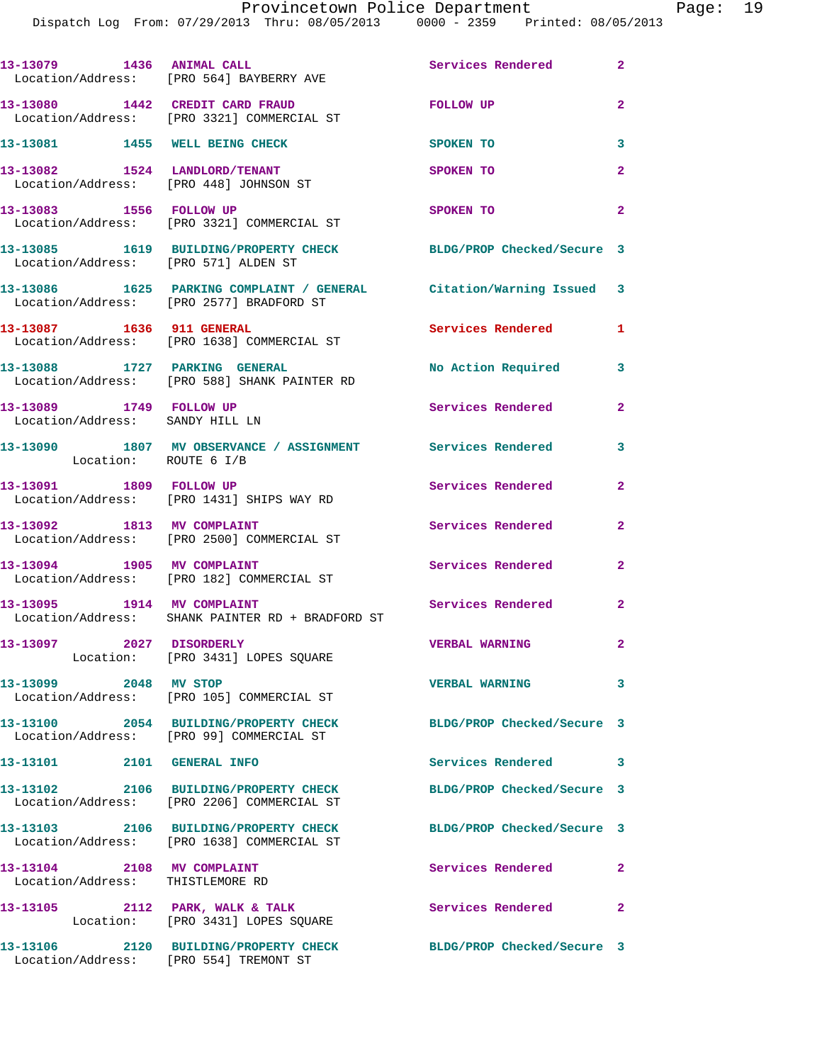13-13079 1436 ANIMAL CALL Services Rendered 2
Location/Address: [PRO 564] BAYBERRY AVE

13-13080 1442 CREDIT CARD FRAUD FOLLOW UP 2
Location/Address: [PRO 3321] COMMERCIAL ST

13-13081 1455 WELL BEING CHECK SPOKEN TO 3

13-13082 1524 LANDLORD/TENANT SPOKEN TO 2
Location/Address: [PRO 448] JOHNSON ST

13-13083 1556 FOLLOW UP SPOKEN TO 2
Location/Address: [PRO 3321] COMMERCIAL ST

13-13085 1619 BUILDING/PROPERTY CHECK BLDG/PROP Checked/Secure 3
Location/Address: [PRO 571] ALDEN ST

13-13086 1625 PARKING COMPLAINT / GENERAL Citation/Warning Issued 3
Location/Address: [PRO 2577] BRADFORD ST

13-13087 1636 911 GENERAL Services Rendered 1
Location/Address: [PRO 1638] COMMERCIAL ST

13-13088 1727 PARKING GENERAL No Action Required 3
Location/Address: [PRO 588] SHANK PAINTER RD

13-13089 1749 FOLLOW UP Services Rendered 2
Location/Address: SANDY HILL LN

13-13090 1807 MV OBSERVANCE / ASSIGNMENT Services Rendered 3
Location: ROUTE 6 I/B

13-13091 1809 FOLLOW UP Services Rendered 2
Location/Address: [PRO 1431] SHIPS WAY RD

13-13092 1813 MV COMPLAINT Services Rendered 2
Location/Address: [PRO 2500] COMMERCIAL ST

13-13094 1905 MV COMPLAINT Services Rendered 2
Location/Address: [PRO 182] COMMERCIAL ST

13-13095 1914 MV COMPLAINT Services Rendered 2
Location/Address: SHANK PAINTER RD + BRADFORD ST

13-13097 2027 DISORDERLY VERBAL WARNING 2
Location: [PRO 3431] LOPES SQUARE

13-13099 2048 MV STOP VERBAL WARNING 3
Location/Address: [PRO 105] COMMERCIAL ST

13-13100 2054 BUILDING/PROPERTY CHECK BLDG/PROP Checked/Secure 3
Location/Address: [PRO 99] COMMERCIAL ST

13-13101 2101 GENERAL INFO Services Rendered 3

13-13102 2106 BUILDING/PROPERTY CHECK BLDG/PROP Checked/Secure 3
Location/Address: [PRO 2206] COMMERCIAL ST

13-13103 2106 BUILDING/PROPERTY CHECK BLDG/PROP Checked/Secure 3
Location/Address: [PRO 1638] COMMERCIAL ST

13-13104 2108 MV COMPLAINT Services Rendered 2
Location/Address: THISTLEMORE RD

13-13105 2112 PARK, WALK & TALK Services Rendered 2
Location: [PRO 3431] LOPES SQUARE

13-13106 2120 BUILDING/PROPERTY CHECK BLDG/PROP Checked/Secure 3
Location/Address: [PRO 554] TREMONT ST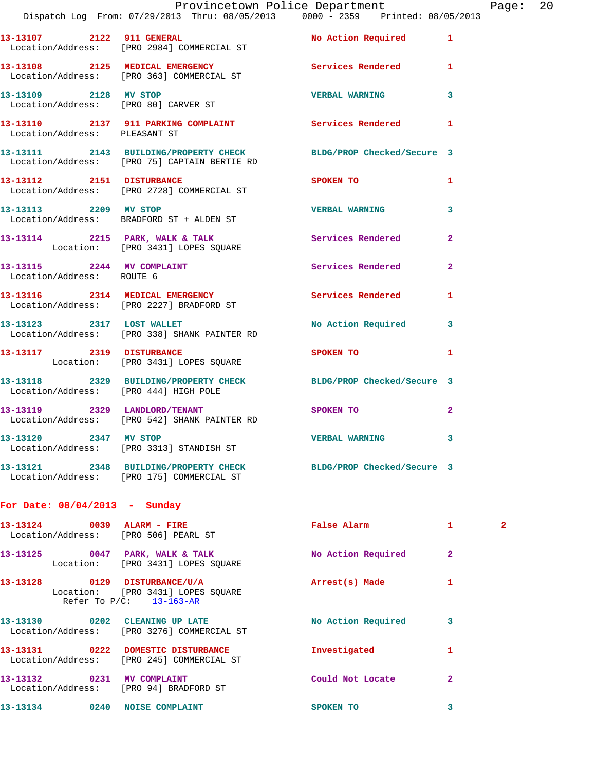13-13107 2122 911 GENERAL No Action Required 1
Location/Address: [PRO 2984] COMMERCIAL ST

13-13108 2125 MEDICAL EMERGENCY Services Rendered 1
Location/Address: [PRO 363] COMMERCIAL ST

13-13109 2128 MV STOP VERBAL WARNING 3
Location/Address: [PRO 80] CARVER ST

13-13110 2137 911 PARKING COMPLAINT Services Rendered 1
Location/Address: PLEASANT ST

13-13111 2143 BUILDING/PROPERTY CHECK BLDG/PROP Checked/Secure 3
Location/Address: [PRO 75] CAPTAIN BERTIE RD

13-13112 2151 DISTURBANCE SPOKEN TO 1
Location/Address: [PRO 2728] COMMERCIAL ST

13-13113 2209 MV STOP VERBAL WARNING 3
Location/Address: BRADFORD ST + ALDEN ST

13-13114 2215 PARK, WALK & TALK Services Rendered 2
Location: [PRO 3431] LOPES SQUARE

13-13115 2244 MV COMPLAINT Services Rendered 2
Location/Address: ROUTE 6

13-13116 2314 MEDICAL EMERGENCY Services Rendered 1
Location/Address: [PRO 2227] BRADFORD ST

13-13123 2317 LOST WALLET No Action Required 3
Location/Address: [PRO 338] SHANK PAINTER RD

13-13117 2319 DISTURBANCE SPOKEN TO 1
Location: [PRO 3431] LOPES SQUARE

13-13118 2329 BUILDING/PROPERTY CHECK BLDG/PROP Checked/Secure 3
Location/Address: [PRO 444] HIGH POLE

13-13119 2329 LANDLORD/TENANT SPOKEN TO 2
Location/Address: [PRO 542] SHANK PAINTER RD

13-13120 2347 MV STOP VERBAL WARNING 3
Location/Address: [PRO 3313] STANDISH ST

13-13121 2348 BUILDING/PROPERTY CHECK BLDG/PROP Checked/Secure 3
Location/Address: [PRO 175] COMMERCIAL ST

**For Date: 08/04/2013 - Sunday**

13-13124 0039 ALARM - FIRE False Alarm 1 2
Location/Address: [PRO 506] PEARL ST

13-13125 0047 PARK, WALK & TALK No Action Required 2
Location: [PRO 3431] LOPES SQUARE

13-13128 0129 DISTURBANCE/U/A Arrest(s) Made 1
Location: [PRO 3431] LOPES SQUARE
Refer To P/C: 13-163-AR

13-13130 0202 CLEANING UP LATE No Action Required 3
Location/Address: [PRO 3276] COMMERCIAL ST

13-13131 0222 DOMESTIC DISTURBANCE Investigated 1
Location/Address: [PRO 245] COMMERCIAL ST

13-13132 0231 MV COMPLAINT Could Not Locate 2
Location/Address: [PRO 94] BRADFORD ST

13-13134 0240 NOISE COMPLAINT SPOKEN TO 3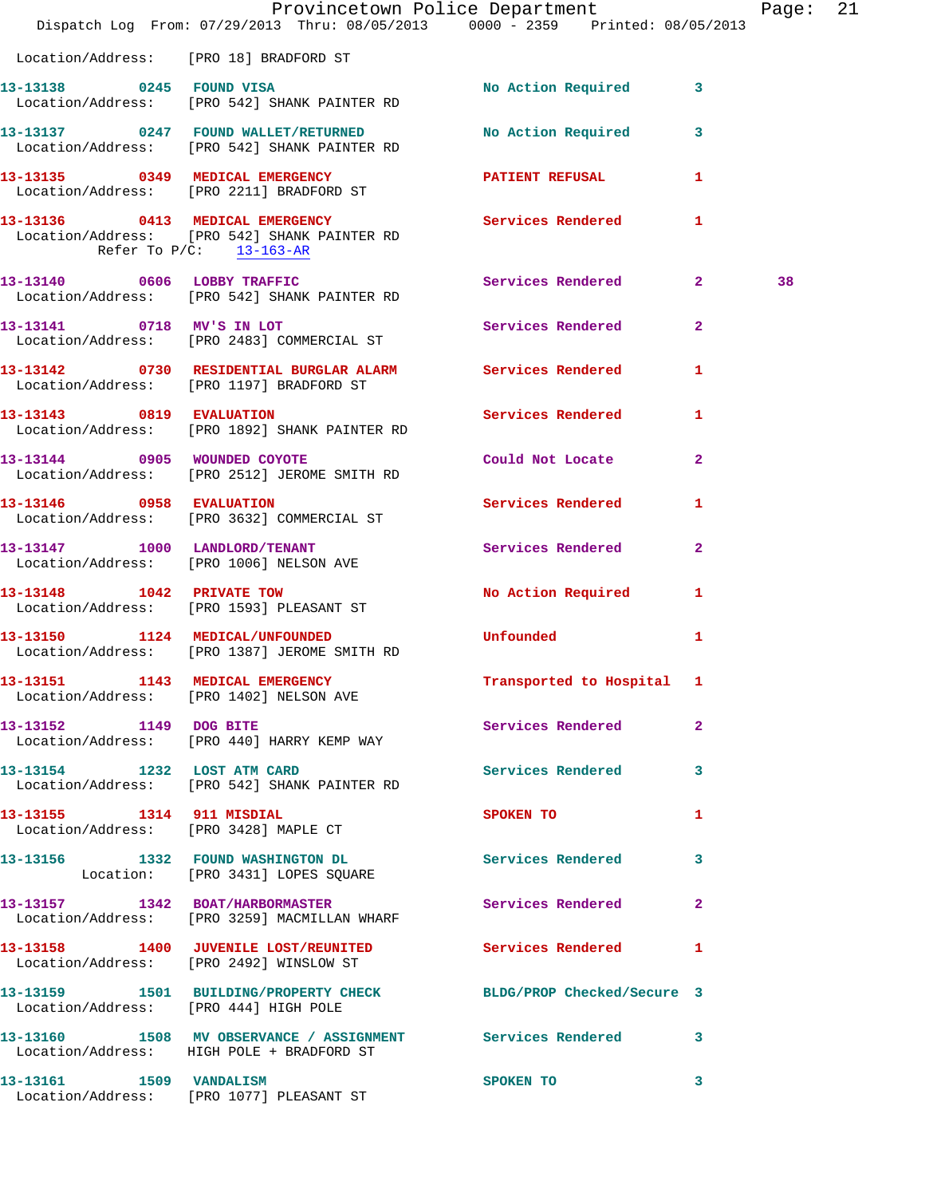Location/Address: [PRO 18] BRADFORD ST

13-13138 0245 FOUND VISA No Action Required 3
Location/Address: [PRO 542] SHANK PAINTER RD

13-13137 0247 FOUND WALLET/RETURNED No Action Required 3
Location/Address: [PRO 542] SHANK PAINTER RD

13-13135 0349 MEDICAL EMERGENCY PATIENT REFUSAL 1
Location/Address: [PRO 2211] BRADFORD ST

13-13136 0413 MEDICAL EMERGENCY Services Rendered 1
Location/Address: [PRO 542] SHANK PAINTER RD
Refer To P/C: 13-163-AR

13-13140 0606 LOBBY TRAFFIC Services Rendered 2 38
Location/Address: [PRO 542] SHANK PAINTER RD

13-13141 0718 MV'S IN LOT Services Rendered 2
Location/Address: [PRO 2483] COMMERCIAL ST

13-13142 0730 RESIDENTIAL BURGLAR ALARM Services Rendered 1
Location/Address: [PRO 1197] BRADFORD ST

13-13143 0819 EVALUATION Services Rendered 1
Location/Address: [PRO 1892] SHANK PAINTER RD

13-13144 0905 WOUNDED COYOTE Could Not Locate 2
Location/Address: [PRO 2512] JEROME SMITH RD

13-13146 0958 EVALUATION Services Rendered 1
Location/Address: [PRO 3632] COMMERCIAL ST

13-13147 1000 LANDLORD/TENANT Services Rendered 2
Location/Address: [PRO 1006] NELSON AVE

13-13148 1042 PRIVATE TOW No Action Required 1
Location/Address: [PRO 1593] PLEASANT ST

13-13150 1124 MEDICAL/UNFOUNDED Unfounded 1
Location/Address: [PRO 1387] JEROME SMITH RD

13-13151 1143 MEDICAL EMERGENCY Transported to Hospital 1
Location/Address: [PRO 1402] NELSON AVE

13-13152 1149 DOG BITE Services Rendered 2
Location/Address: [PRO 440] HARRY KEMP WAY

13-13154 1232 LOST ATM CARD Services Rendered 3
Location/Address: [PRO 542] SHANK PAINTER RD

13-13155 1314 911 MISDIAL SPOKEN TO 1
Location/Address: [PRO 3428] MAPLE CT

13-13156 1332 FOUND WASHINGTON DL Services Rendered 3
Location: [PRO 3431] LOPES SQUARE

13-13157 1342 BOAT/HARBORMASTER Services Rendered 2
Location/Address: [PRO 3259] MACMILLAN WHARF

13-13158 1400 JUVENILE LOST/REUNITED Services Rendered 1
Location/Address: [PRO 2492] WINSLOW ST

13-13159 1501 BUILDING/PROPERTY CHECK BLDG/PROP Checked/Secure 3
Location/Address: [PRO 444] HIGH POLE

13-13160 1508 MV OBSERVANCE / ASSIGNMENT Services Rendered 3
Location/Address: HIGH POLE + BRADFORD ST

13-13161 1509 VANDALISM SPOKEN TO 3
Location/Address: [PRO 1077] PLEASANT ST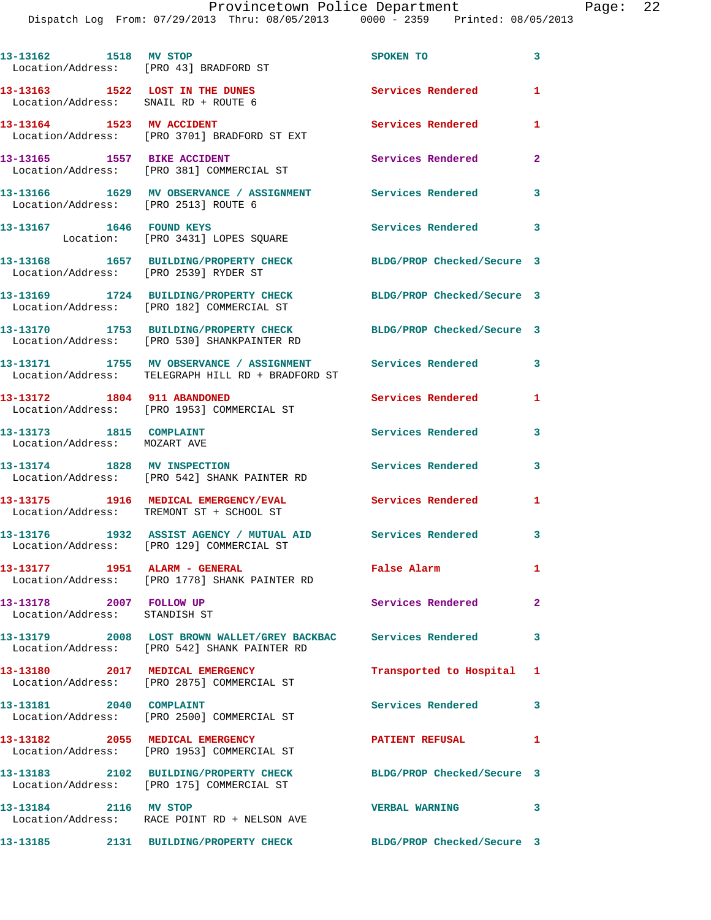| Call Number | Time | Call Reason | Action | Priority |
|---|---|---|---|---|
| 13-13162 | 1518 | MV STOP | SPOKEN TO | 3 |
| Location/Address: [PRO 43] BRADFORD ST | | | | |
| 13-13163 | 1522 | LOST IN THE DUNES | Services Rendered | 1 |
| Location/Address: SNAIL RD + ROUTE 6 | | | | |
| 13-13164 | 1523 | MV ACCIDENT | Services Rendered | 1 |
| Location/Address: [PRO 3701] BRADFORD ST EXT | | | | |
| 13-13165 | 1557 | BIKE ACCIDENT | Services Rendered | 2 |
| Location/Address: [PRO 381] COMMERCIAL ST | | | | |
| 13-13166 | 1629 | MV OBSERVATION / ASSIGNMENT | Services Rendered | 3 |
| Location/Address: [PRO 2513] ROUTE 6 | | | | |
| 13-13167 | 1646 | FOUND KEYS | Services Rendered | 3 |
| Location: [PRO 3431] LOPES SQUARE | | | | |
| 13-13168 | 1657 | BUILDING/PROPERTY CHECK | BLDG/PROP Checked/Secure | 3 |
| Location/Address: [PRO 2539] RYDER ST | | | | |
| 13-13169 | 1724 | BUILDING/PROPERTY CHECK | BLDG/PROP Checked/Secure | 3 |
| Location/Address: [PRO 182] COMMERCIAL ST | | | | |
| 13-13170 | 1753 | BUILDING/PROPERTY CHECK | BLDG/PROP Checked/Secure | 3 |
| Location/Address: [PRO 530] SHANKPAINTER RD | | | | |
| 13-13171 | 1755 | MV OBSERVATION / ASSIGNMENT | Services Rendered | 3 |
| Location/Address: TELEGRAPH HILL RD + BRADFORD ST | | | | |
| 13-13172 | 1804 | 911 ABANDONED | Services Rendered | 1 |
| Location/Address: [PRO 1953] COMMERCIAL ST | | | | |
| 13-13173 | 1815 | COMPLAINT | Services Rendered | 3 |
| Location/Address: MOZART AVE | | | | |
| 13-13174 | 1828 | MV INSPECTION | Services Rendered | 3 |
| Location/Address: [PRO 542] SHANK PAINTER RD | | | | |
| 13-13175 | 1916 | MEDICAL EMERGENCY/EVAL | Services Rendered | 1 |
| Location/Address: TREMONT ST + SCHOOL ST | | | | |
| 13-13176 | 1932 | ASSIST AGENCY / MUTUAL AID | Services Rendered | 3 |
| Location/Address: [PRO 129] COMMERCIAL ST | | | | |
| 13-13177 | 1951 | ALARM - GENERAL | False Alarm | 1 |
| Location/Address: [PRO 1778] SHANK PAINTER RD | | | | |
| 13-13178 | 2007 | FOLLOW UP | Services Rendered | 2 |
| Location/Address: STANDISH ST | | | | |
| 13-13179 | 2008 | LOST BROWN WALLET/GREY BACKBAC | Services Rendered | 3 |
| Location/Address: [PRO 542] SHANK PAINTER RD | | | | |
| 13-13180 | 2017 | MEDICAL EMERGENCY | Transported to Hospital | 1 |
| Location/Address: [PRO 2875] COMMERCIAL ST | | | | |
| 13-13181 | 2040 | COMPLAINT | Services Rendered | 3 |
| Location/Address: [PRO 2500] COMMERCIAL ST | | | | |
| 13-13182 | 2055 | MEDICAL EMERGENCY | PATIENT REFUSAL | 1 |
| Location/Address: [PRO 1953] COMMERCIAL ST | | | | |
| 13-13183 | 2102 | BUILDING/PROPERTY CHECK | BLDG/PROP Checked/Secure | 3 |
| Location/Address: [PRO 175] COMMERCIAL ST | | | | |
| 13-13184 | 2116 | MV STOP | VERBAL WARNING | 3 |
| Location/Address: RACE POINT RD + NELSON AVE | | | | |
| 13-13185 | 2131 | BUILDING/PROPERTY CHECK | BLDG/PROP Checked/Secure | 3 |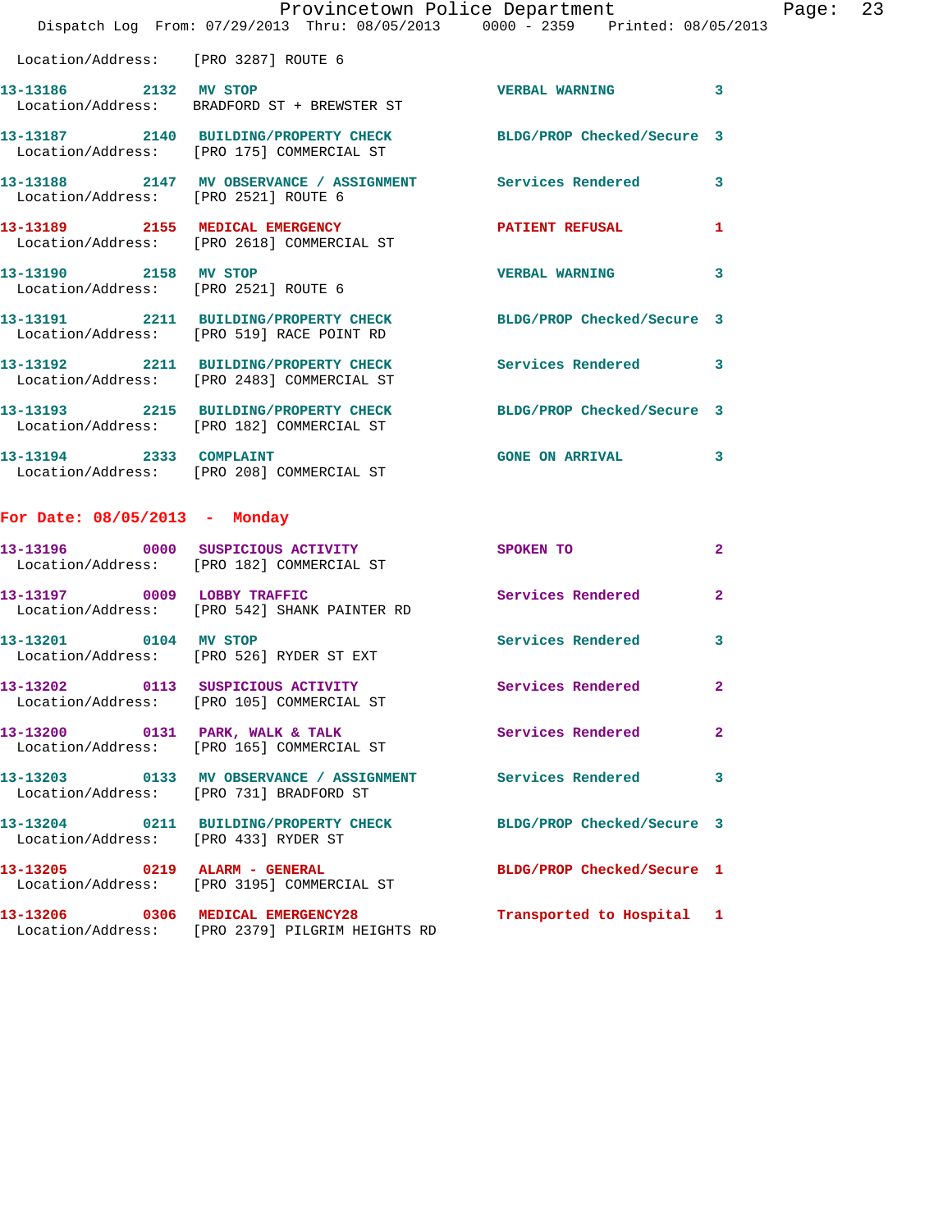Location/Address: [PRO 3287] ROUTE 6

**13-13186 2132 MV STOP** VERBAL WARNING 3
Location/Address: BRADFORD ST + BREWSTER ST

**13-13187 2140 BUILDING/PROPERTY CHECK** BLDG/PROP Checked/Secure 3
Location/Address: [PRO 175] COMMERCIAL ST

**13-13188 2147 MV OBSERVANCE / ASSIGNMENT** Services Rendered 3
Location/Address: [PRO 2521] ROUTE 6

**13-13189 2155 MEDICAL EMERGENCY** PATIENT REFUSAL 1
Location/Address: [PRO 2618] COMMERCIAL ST

**13-13190 2158 MV STOP** VERBAL WARNING 3
Location/Address: [PRO 2521] ROUTE 6

**13-13191 2211 BUILDING/PROPERTY CHECK** BLDG/PROP Checked/Secure 3
Location/Address: [PRO 519] RACE POINT RD

**13-13192 2211 BUILDING/PROPERTY CHECK** Services Rendered 3
Location/Address: [PRO 2483] COMMERCIAL ST

**13-13193 2215 BUILDING/PROPERTY CHECK** BLDG/PROP Checked/Secure 3
Location/Address: [PRO 182] COMMERCIAL ST

**13-13194 2333 COMPLAINT** GONE ON ARRIVAL 3
Location/Address: [PRO 208] COMMERCIAL ST

## For Date: 08/05/2013 - Monday

**13-13196 0000 SUSPICIOUS ACTIVITY** SPOKEN TO 2
Location/Address: [PRO 182] COMMERCIAL ST

**13-13197 0009 LOBBY TRAFFIC** Services Rendered 2
Location/Address: [PRO 542] SHANK PAINTER RD

**13-13201 0104 MV STOP** Services Rendered 3
Location/Address: [PRO 526] RYDER ST EXT

**13-13202 0113 SUSPICIOUS ACTIVITY** Services Rendered 2
Location/Address: [PRO 105] COMMERCIAL ST

**13-13200 0131 PARK, WALK & TALK** Services Rendered 2
Location/Address: [PRO 165] COMMERCIAL ST

**13-13203 0133 MV OBSERVANCE / ASSIGNMENT** Services Rendered 3
Location/Address: [PRO 731] BRADFORD ST

**13-13204 0211 BUILDING/PROPERTY CHECK** BLDG/PROP Checked/Secure 3
Location/Address: [PRO 433] RYDER ST

**13-13205 0219 ALARM - GENERAL** BLDG/PROP Checked/Secure 1
Location/Address: [PRO 3195] COMMERCIAL ST

**13-13206 0306 MEDICAL EMERGENCY28** Transported to Hospital 1
Location/Address: [PRO 2379] PILGRIM HEIGHTS RD